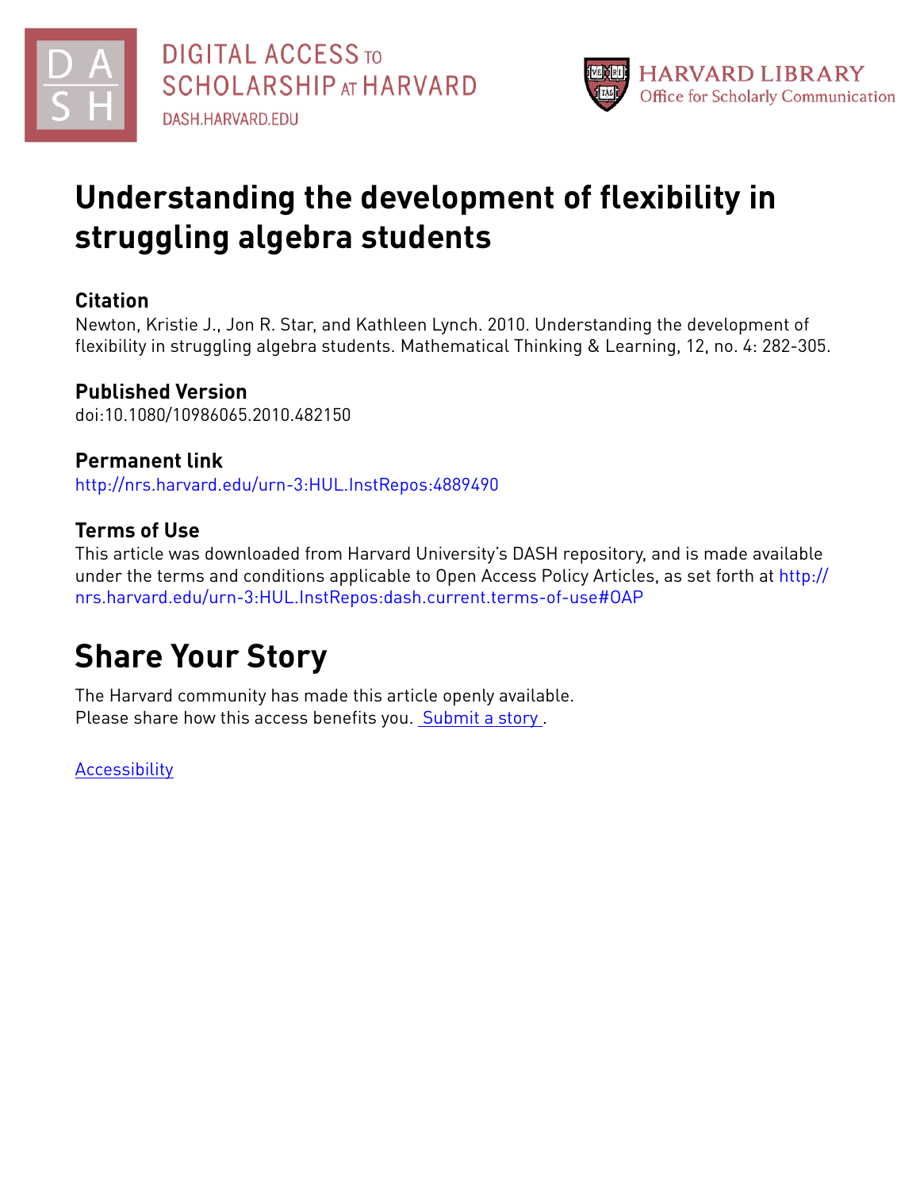# Understanding the development of flexibility in struggling algebra students

## Citation

Newton, Kristie J., Jon R. Star, and Kathleen Lynch. 2010. Understanding the development of flexibility in struggling algebra students. Mathematical Thinking & Learning, 12, no. 4: 282-305.

## Published Version

doi:10.1080/10986065.2010.482150

## Permanent link

http://nrs.harvard.edu/urn-3:HUL.InstRepos:4889490

## Terms of Use

This article was downloaded from Harvard University's DASH repository, and is made available under the terms and conditions applicable to Open Access Policy Articles, as set forth at http://nrs.harvard.edu/urn-3:HUL.InstRepos:dash.current.terms-of-use#OAP

# Share Your Story

The Harvard community has made this article openly available.
Please share how this access benefits you. Submit a story .

Accessibility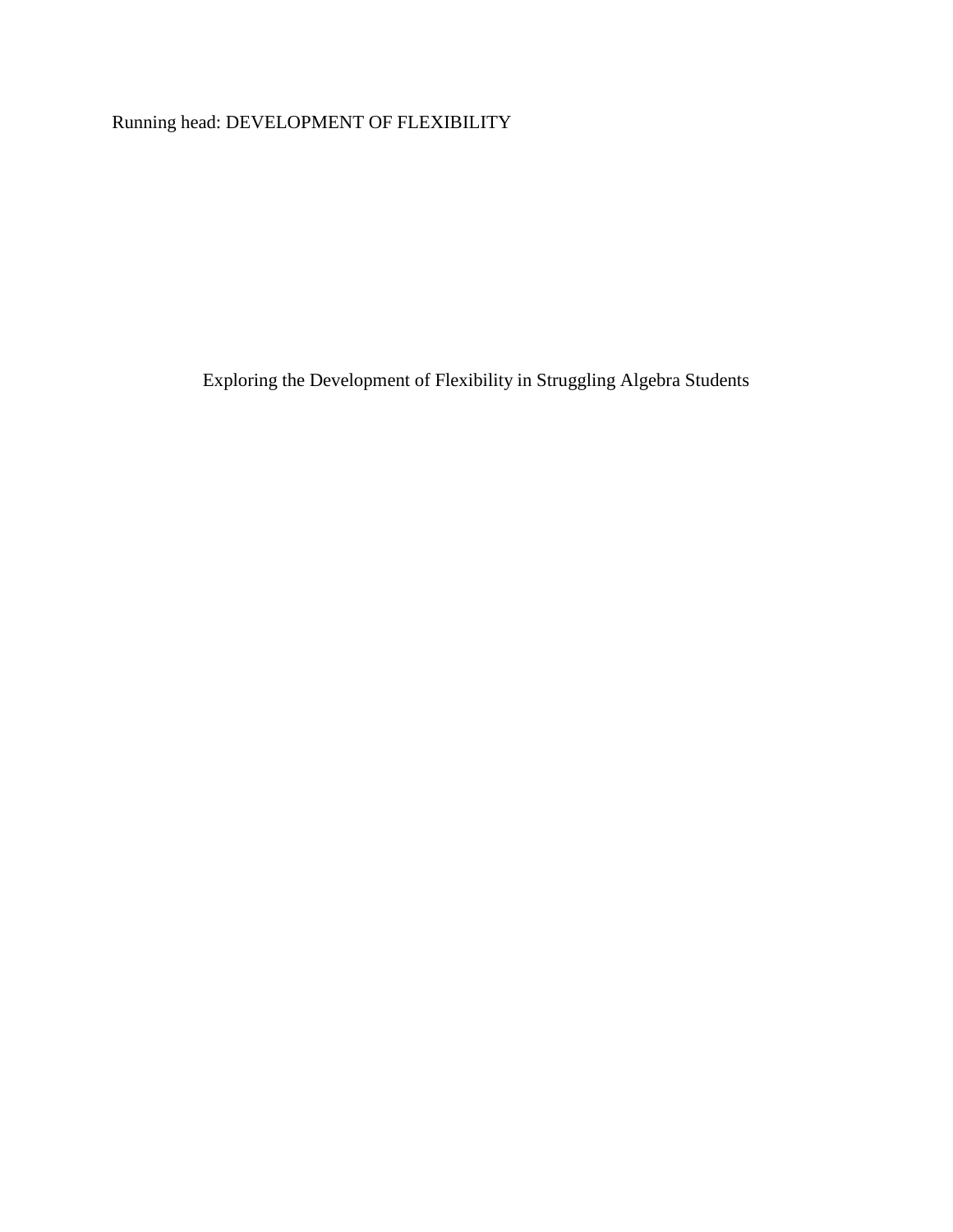# Exploring the Development of Flexibility in Struggling Algebra Students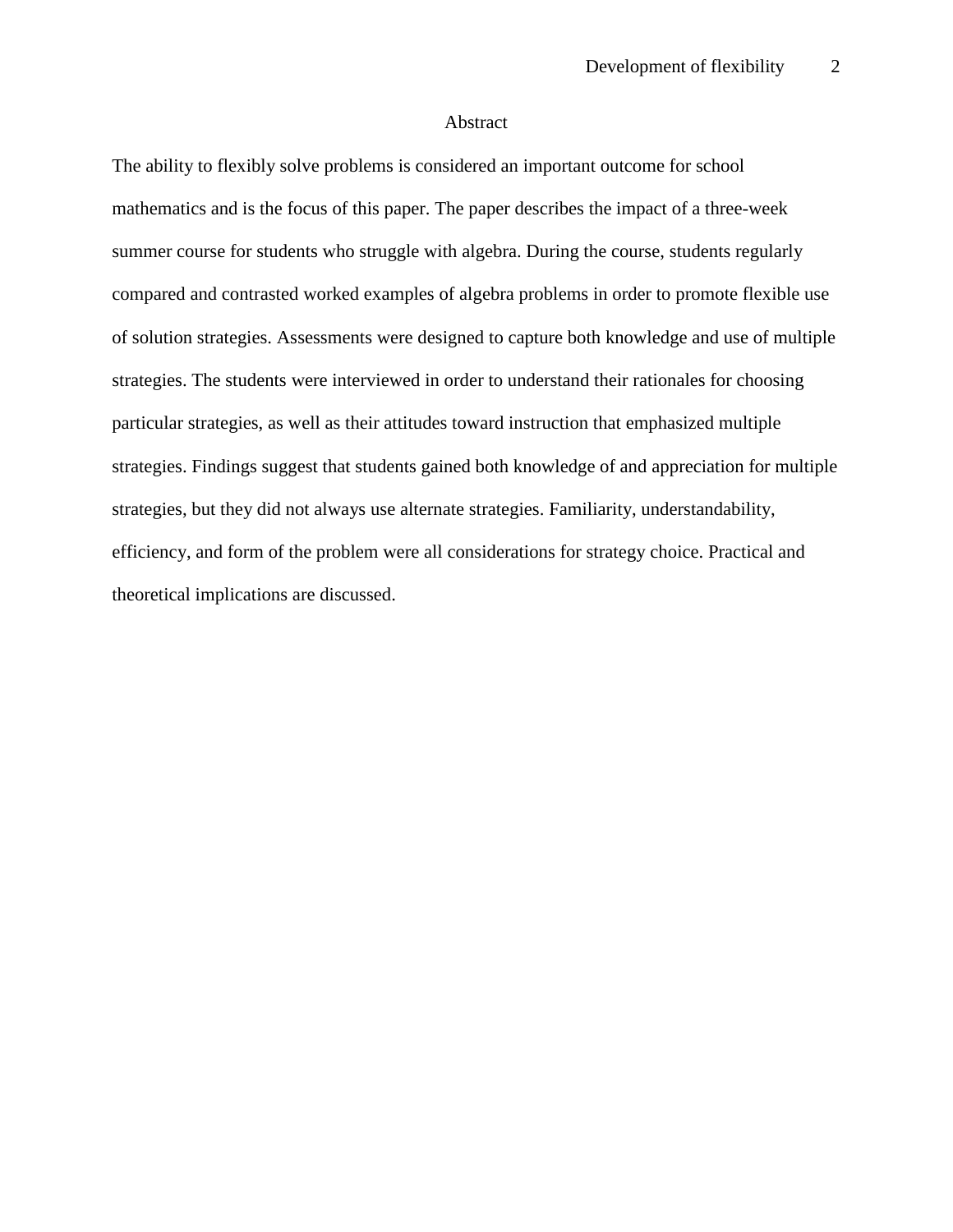# Abstract

The ability to flexibly solve problems is considered an important outcome for school mathematics and is the focus of this paper. The paper describes the impact of a three-week summer course for students who struggle with algebra. During the course, students regularly compared and contrasted worked examples of algebra problems in order to promote flexible use of solution strategies. Assessments were designed to capture both knowledge and use of multiple strategies. The students were interviewed in order to understand their rationales for choosing particular strategies, as well as their attitudes toward instruction that emphasized multiple strategies. Findings suggest that students gained both knowledge of and appreciation for multiple strategies, but they did not always use alternate strategies. Familiarity, understandability, efficiency, and form of the problem were all considerations for strategy choice. Practical and theoretical implications are discussed.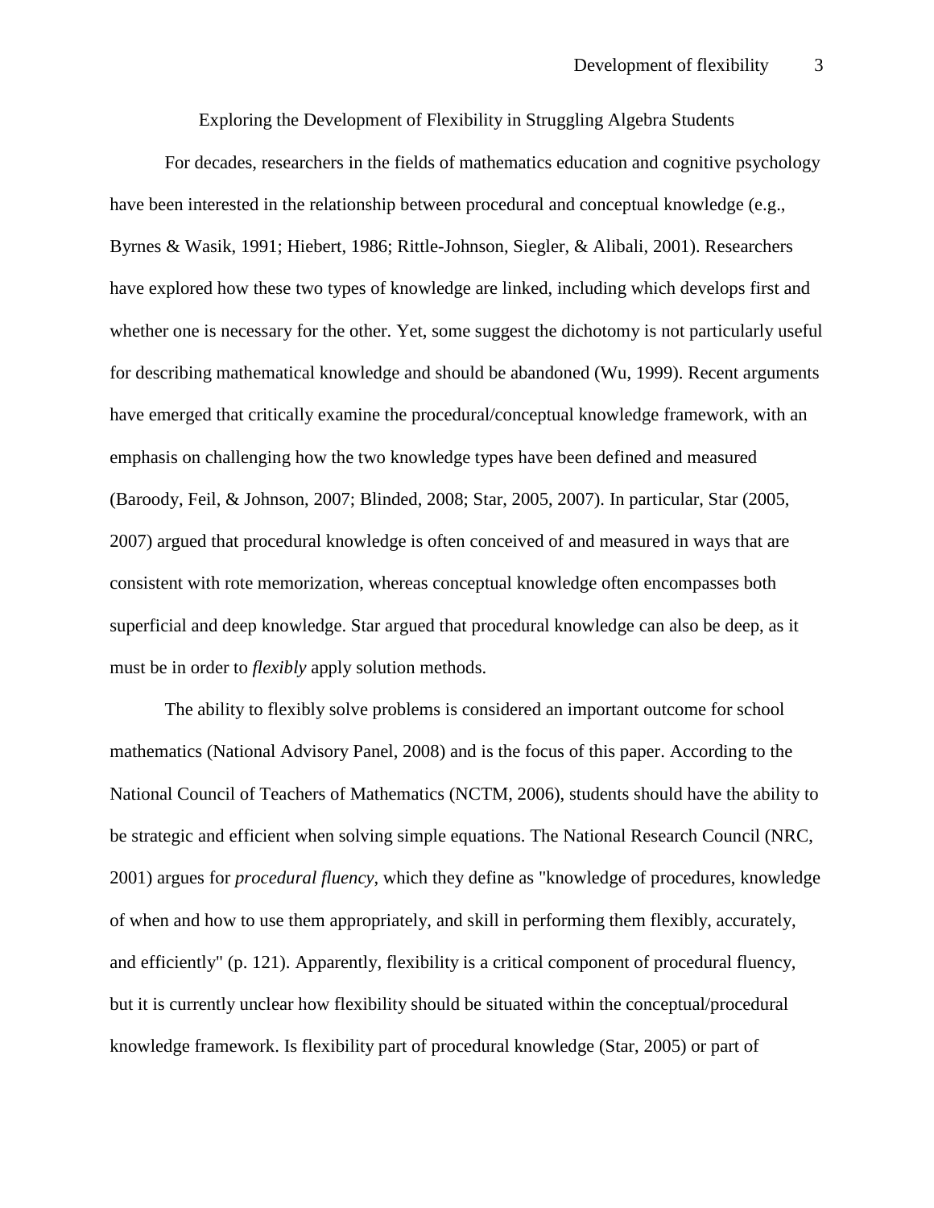Exploring the Development of Flexibility in Struggling Algebra Students

For decades, researchers in the fields of mathematics education and cognitive psychology have been interested in the relationship between procedural and conceptual knowledge (e.g., Byrnes & Wasik, 1991; Hiebert, 1986; Rittle-Johnson, Siegler, & Alibali, 2001). Researchers have explored how these two types of knowledge are linked, including which develops first and whether one is necessary for the other. Yet, some suggest the dichotomy is not particularly useful for describing mathematical knowledge and should be abandoned (Wu, 1999). Recent arguments have emerged that critically examine the procedural/conceptual knowledge framework, with an emphasis on challenging how the two knowledge types have been defined and measured (Baroody, Feil, & Johnson, 2007; Blinded, 2008; Star, 2005, 2007). In particular, Star (2005, 2007) argued that procedural knowledge is often conceived of and measured in ways that are consistent with rote memorization, whereas conceptual knowledge often encompasses both superficial and deep knowledge. Star argued that procedural knowledge can also be deep, as it must be in order to *flexibly* apply solution methods.

The ability to flexibly solve problems is considered an important outcome for school mathematics (National Advisory Panel, 2008) and is the focus of this paper. According to the National Council of Teachers of Mathematics (NCTM, 2006), students should have the ability to be strategic and efficient when solving simple equations. The National Research Council (NRC, 2001) argues for *procedural fluency*, which they define as "knowledge of procedures, knowledge of when and how to use them appropriately, and skill in performing them flexibly, accurately, and efficiently" (p. 121). Apparently, flexibility is a critical component of procedural fluency, but it is currently unclear how flexibility should be situated within the conceptual/procedural knowledge framework. Is flexibility part of procedural knowledge (Star, 2005) or part of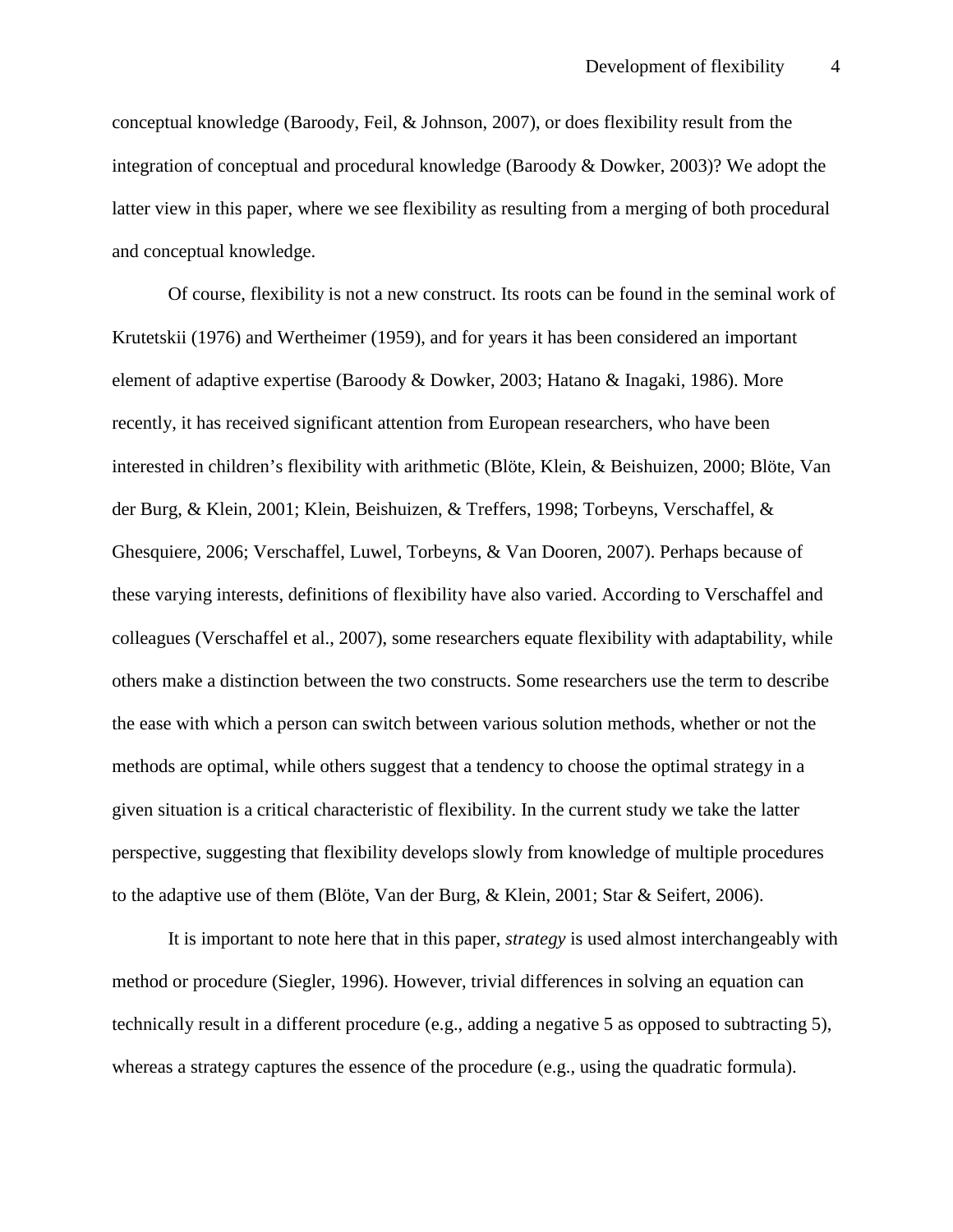conceptual knowledge (Baroody, Feil, & Johnson, 2007), or does flexibility result from the integration of conceptual and procedural knowledge (Baroody & Dowker, 2003)? We adopt the latter view in this paper, where we see flexibility as resulting from a merging of both procedural and conceptual knowledge.

Of course, flexibility is not a new construct. Its roots can be found in the seminal work of Krutetskii (1976) and Wertheimer (1959), and for years it has been considered an important element of adaptive expertise (Baroody & Dowker, 2003; Hatano & Inagaki, 1986). More recently, it has received significant attention from European researchers, who have been interested in children's flexibility with arithmetic (Blöte, Klein, & Beishuizen, 2000; Blöte, Van der Burg, & Klein, 2001; Klein, Beishuizen, & Treffers, 1998; Torbeyns, Verschaffel, & Ghesquiere, 2006; Verschaffel, Luwel, Torbeyns, & Van Dooren, 2007). Perhaps because of these varying interests, definitions of flexibility have also varied. According to Verschaffel and colleagues (Verschaffel et al., 2007), some researchers equate flexibility with adaptability, while others make a distinction between the two constructs. Some researchers use the term to describe the ease with which a person can switch between various solution methods, whether or not the methods are optimal, while others suggest that a tendency to choose the optimal strategy in a given situation is a critical characteristic of flexibility. In the current study we take the latter perspective, suggesting that flexibility develops slowly from knowledge of multiple procedures to the adaptive use of them (Blöte, Van der Burg, & Klein, 2001; Star & Seifert, 2006).

It is important to note here that in this paper, *strategy* is used almost interchangeably with method or procedure (Siegler, 1996). However, trivial differences in solving an equation can technically result in a different procedure (e.g., adding a negative 5 as opposed to subtracting 5), whereas a strategy captures the essence of the procedure (e.g., using the quadratic formula).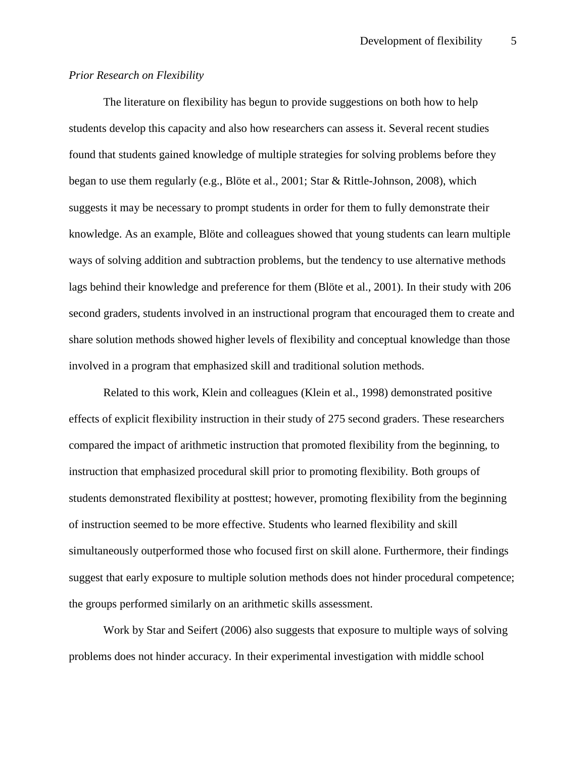*Prior Research on Flexibility*

The literature on flexibility has begun to provide suggestions on both how to help students develop this capacity and also how researchers can assess it. Several recent studies found that students gained knowledge of multiple strategies for solving problems before they began to use them regularly (e.g., Blöte et al., 2001; Star & Rittle-Johnson, 2008), which suggests it may be necessary to prompt students in order for them to fully demonstrate their knowledge. As an example, Blöte and colleagues showed that young students can learn multiple ways of solving addition and subtraction problems, but the tendency to use alternative methods lags behind their knowledge and preference for them (Blöte et al., 2001). In their study with 206 second graders, students involved in an instructional program that encouraged them to create and share solution methods showed higher levels of flexibility and conceptual knowledge than those involved in a program that emphasized skill and traditional solution methods.

Related to this work, Klein and colleagues (Klein et al., 1998) demonstrated positive effects of explicit flexibility instruction in their study of 275 second graders. These researchers compared the impact of arithmetic instruction that promoted flexibility from the beginning, to instruction that emphasized procedural skill prior to promoting flexibility. Both groups of students demonstrated flexibility at posttest; however, promoting flexibility from the beginning of instruction seemed to be more effective. Students who learned flexibility and skill simultaneously outperformed those who focused first on skill alone. Furthermore, their findings suggest that early exposure to multiple solution methods does not hinder procedural competence; the groups performed similarly on an arithmetic skills assessment.

Work by Star and Seifert (2006) also suggests that exposure to multiple ways of solving problems does not hinder accuracy. In their experimental investigation with middle school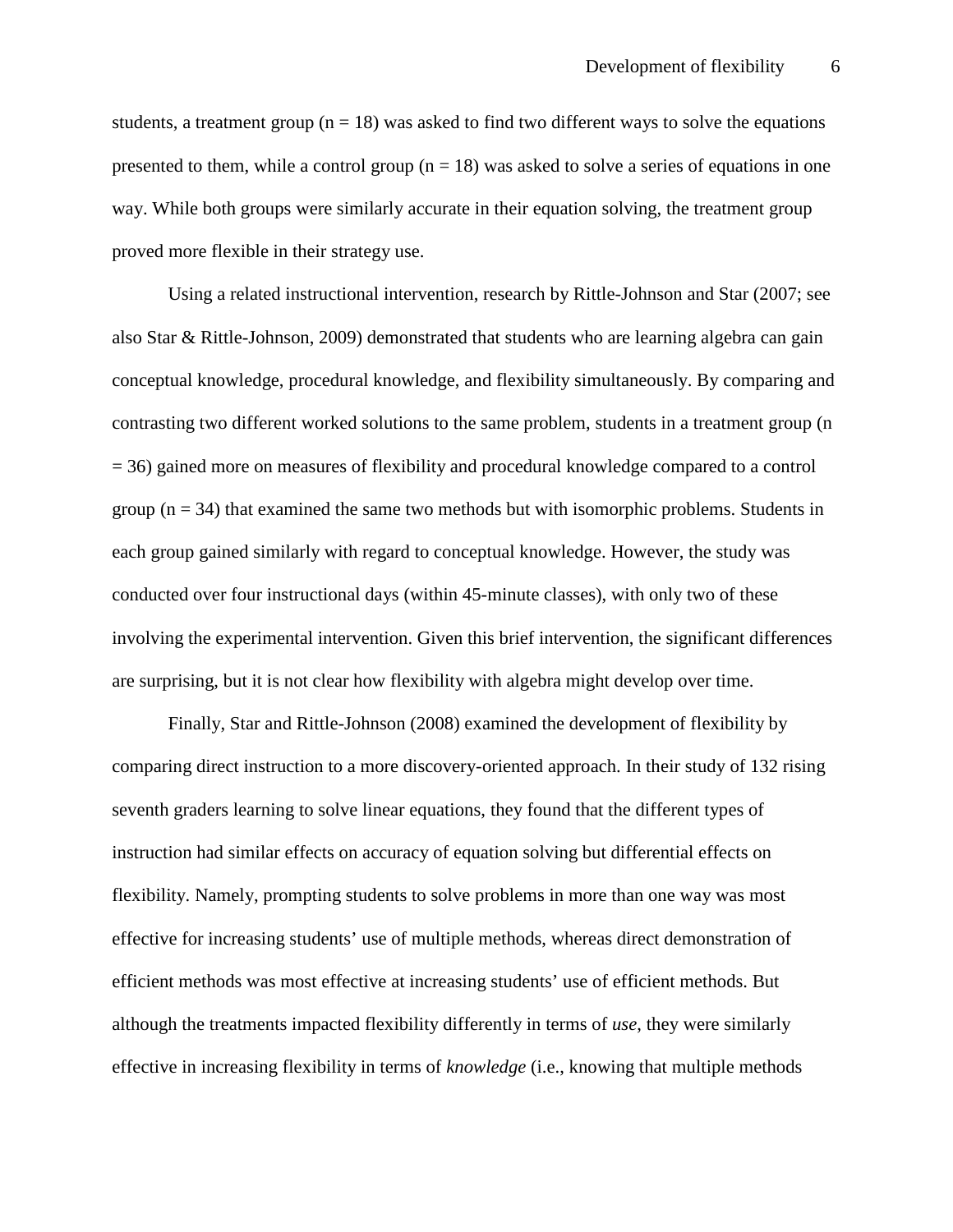students, a treatment group (n = 18) was asked to find two different ways to solve the equations presented to them, while a control group (n = 18) was asked to solve a series of equations in one way. While both groups were similarly accurate in their equation solving, the treatment group proved more flexible in their strategy use.

Using a related instructional intervention, research by Rittle-Johnson and Star (2007; see also Star & Rittle-Johnson, 2009) demonstrated that students who are learning algebra can gain conceptual knowledge, procedural knowledge, and flexibility simultaneously. By comparing and contrasting two different worked solutions to the same problem, students in a treatment group (n = 36) gained more on measures of flexibility and procedural knowledge compared to a control group (n = 34) that examined the same two methods but with isomorphic problems. Students in each group gained similarly with regard to conceptual knowledge. However, the study was conducted over four instructional days (within 45-minute classes), with only two of these involving the experimental intervention. Given this brief intervention, the significant differences are surprising, but it is not clear how flexibility with algebra might develop over time.

Finally, Star and Rittle-Johnson (2008) examined the development of flexibility by comparing direct instruction to a more discovery-oriented approach. In their study of 132 rising seventh graders learning to solve linear equations, they found that the different types of instruction had similar effects on accuracy of equation solving but differential effects on flexibility. Namely, prompting students to solve problems in more than one way was most effective for increasing students' use of multiple methods, whereas direct demonstration of efficient methods was most effective at increasing students' use of efficient methods. But although the treatments impacted flexibility differently in terms of *use*, they were similarly effective in increasing flexibility in terms of *knowledge* (i.e., knowing that multiple methods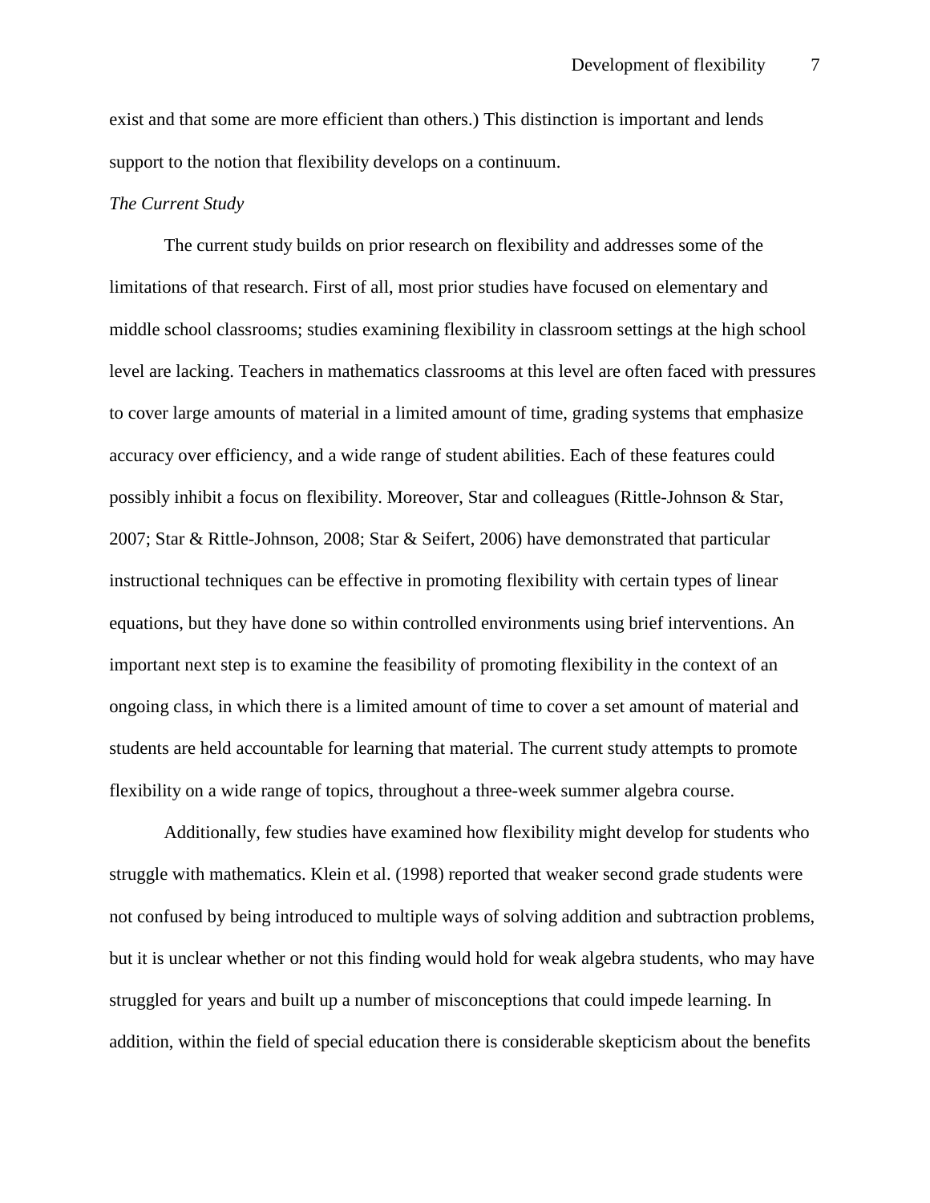exist and that some are more efficient than others.) This distinction is important and lends support to the notion that flexibility develops on a continuum.

*The Current Study*

The current study builds on prior research on flexibility and addresses some of the limitations of that research. First of all, most prior studies have focused on elementary and middle school classrooms; studies examining flexibility in classroom settings at the high school level are lacking. Teachers in mathematics classrooms at this level are often faced with pressures to cover large amounts of material in a limited amount of time, grading systems that emphasize accuracy over efficiency, and a wide range of student abilities. Each of these features could possibly inhibit a focus on flexibility. Moreover, Star and colleagues (Rittle-Johnson & Star, 2007; Star & Rittle-Johnson, 2008; Star & Seifert, 2006) have demonstrated that particular instructional techniques can be effective in promoting flexibility with certain types of linear equations, but they have done so within controlled environments using brief interventions. An important next step is to examine the feasibility of promoting flexibility in the context of an ongoing class, in which there is a limited amount of time to cover a set amount of material and students are held accountable for learning that material. The current study attempts to promote flexibility on a wide range of topics, throughout a three-week summer algebra course.

Additionally, few studies have examined how flexibility might develop for students who struggle with mathematics. Klein et al. (1998) reported that weaker second grade students were not confused by being introduced to multiple ways of solving addition and subtraction problems, but it is unclear whether or not this finding would hold for weak algebra students, who may have struggled for years and built up a number of misconceptions that could impede learning. In addition, within the field of special education there is considerable skepticism about the benefits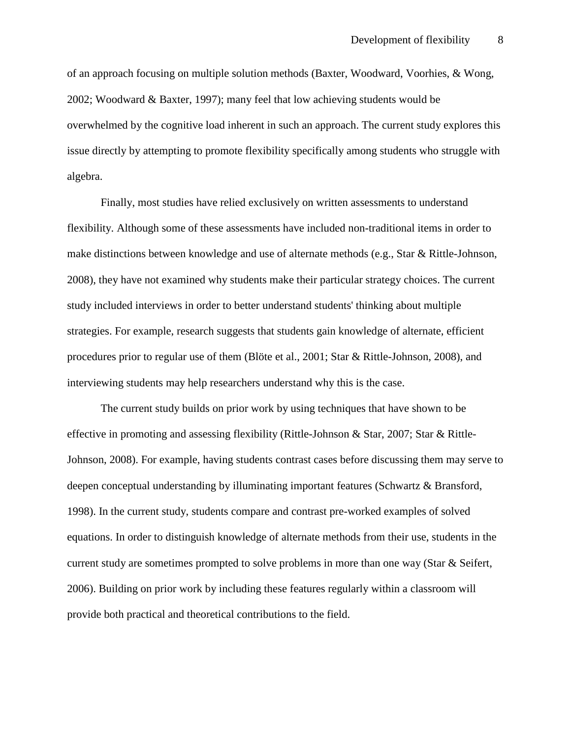of an approach focusing on multiple solution methods (Baxter, Woodward, Voorhies, & Wong, 2002; Woodward & Baxter, 1997); many feel that low achieving students would be overwhelmed by the cognitive load inherent in such an approach. The current study explores this issue directly by attempting to promote flexibility specifically among students who struggle with algebra.

Finally, most studies have relied exclusively on written assessments to understand flexibility. Although some of these assessments have included non-traditional items in order to make distinctions between knowledge and use of alternate methods (e.g., Star & Rittle-Johnson, 2008), they have not examined why students make their particular strategy choices. The current study included interviews in order to better understand students' thinking about multiple strategies. For example, research suggests that students gain knowledge of alternate, efficient procedures prior to regular use of them (Blöte et al., 2001; Star & Rittle-Johnson, 2008), and interviewing students may help researchers understand why this is the case.

The current study builds on prior work by using techniques that have shown to be effective in promoting and assessing flexibility (Rittle-Johnson & Star, 2007; Star & Rittle-Johnson, 2008). For example, having students contrast cases before discussing them may serve to deepen conceptual understanding by illuminating important features (Schwartz & Bransford, 1998). In the current study, students compare and contrast pre-worked examples of solved equations. In order to distinguish knowledge of alternate methods from their use, students in the current study are sometimes prompted to solve problems in more than one way (Star & Seifert, 2006). Building on prior work by including these features regularly within a classroom will provide both practical and theoretical contributions to the field.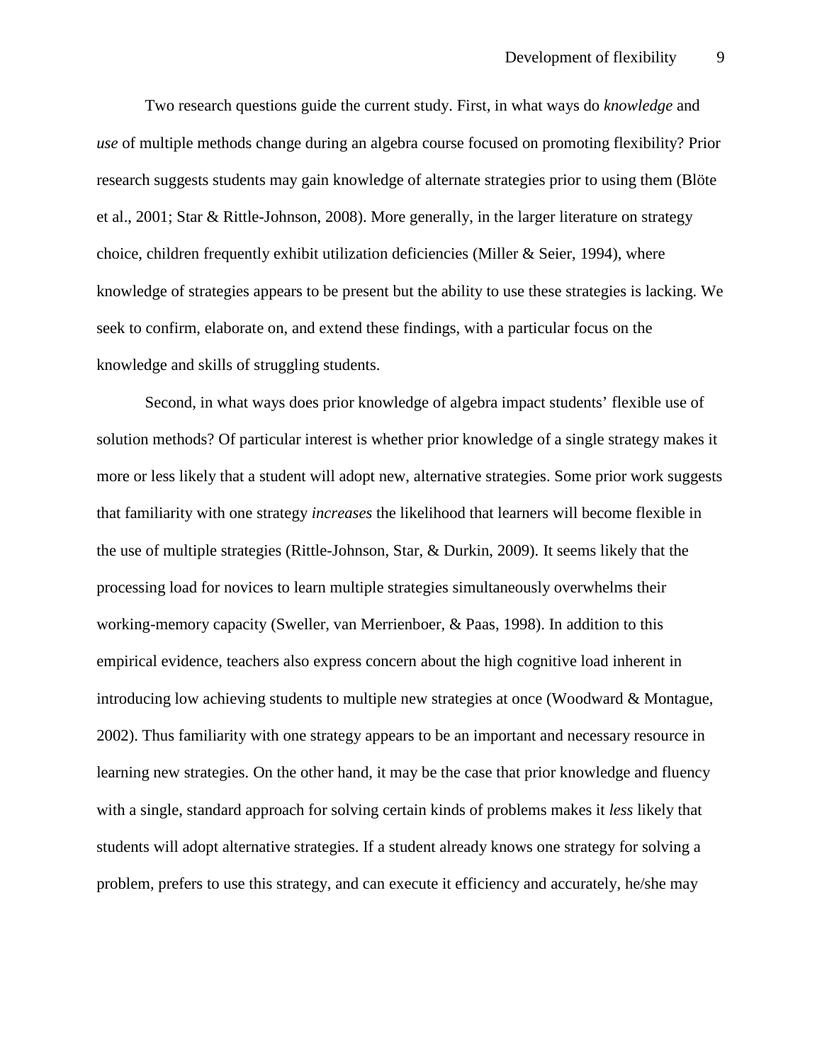Two research questions guide the current study. First, in what ways do *knowledge* and *use* of multiple methods change during an algebra course focused on promoting flexibility? Prior research suggests students may gain knowledge of alternate strategies prior to using them (Blöte et al., 2001; Star & Rittle-Johnson, 2008). More generally, in the larger literature on strategy choice, children frequently exhibit utilization deficiencies (Miller & Seier, 1994), where knowledge of strategies appears to be present but the ability to use these strategies is lacking. We seek to confirm, elaborate on, and extend these findings, with a particular focus on the knowledge and skills of struggling students.

Second, in what ways does prior knowledge of algebra impact students' flexible use of solution methods? Of particular interest is whether prior knowledge of a single strategy makes it more or less likely that a student will adopt new, alternative strategies. Some prior work suggests that familiarity with one strategy *increases* the likelihood that learners will become flexible in the use of multiple strategies (Rittle-Johnson, Star, & Durkin, 2009). It seems likely that the processing load for novices to learn multiple strategies simultaneously overwhelms their working-memory capacity (Sweller, van Merrienboer, & Paas, 1998). In addition to this empirical evidence, teachers also express concern about the high cognitive load inherent in introducing low achieving students to multiple new strategies at once (Woodward & Montague, 2002). Thus familiarity with one strategy appears to be an important and necessary resource in learning new strategies. On the other hand, it may be the case that prior knowledge and fluency with a single, standard approach for solving certain kinds of problems makes it *less* likely that students will adopt alternative strategies. If a student already knows one strategy for solving a problem, prefers to use this strategy, and can execute it efficiency and accurately, he/she may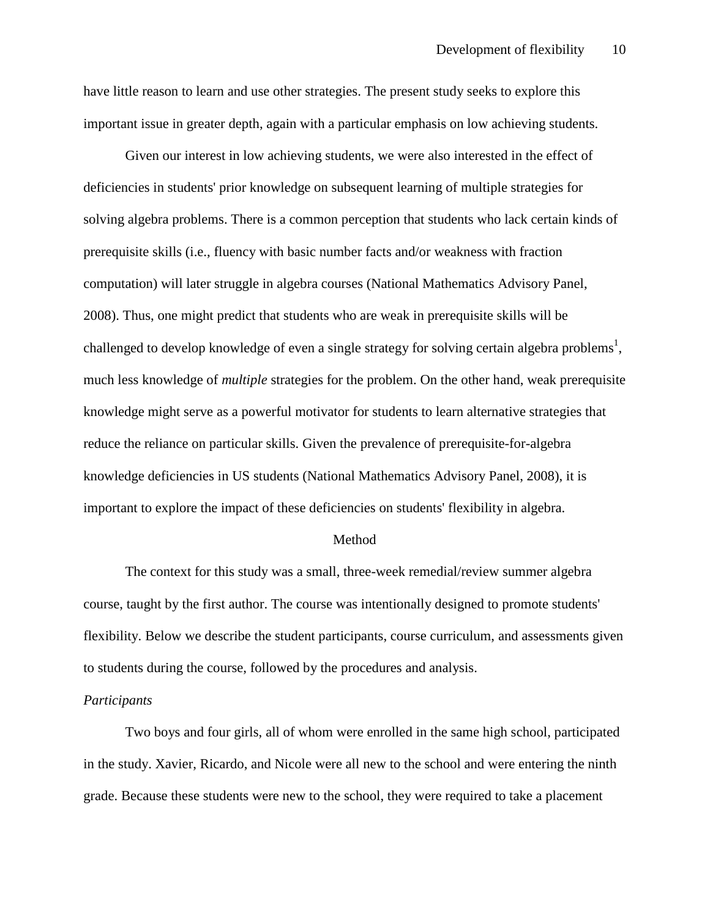have little reason to learn and use other strategies. The present study seeks to explore this important issue in greater depth, again with a particular emphasis on low achieving students.

Given our interest in low achieving students, we were also interested in the effect of deficiencies in students' prior knowledge on subsequent learning of multiple strategies for solving algebra problems. There is a common perception that students who lack certain kinds of prerequisite skills (i.e., fluency with basic number facts and/or weakness with fraction computation) will later struggle in algebra courses (National Mathematics Advisory Panel, 2008). Thus, one might predict that students who are weak in prerequisite skills will be challenged to develop knowledge of even a single strategy for solving certain algebra problems[1], much less knowledge of *multiple* strategies for the problem. On the other hand, weak prerequisite knowledge might serve as a powerful motivator for students to learn alternative strategies that reduce the reliance on particular skills. Given the prevalence of prerequisite-for-algebra knowledge deficiencies in US students (National Mathematics Advisory Panel, 2008), it is important to explore the impact of these deficiencies on students' flexibility in algebra.

## Method

The context for this study was a small, three-week remedial/review summer algebra course, taught by the first author. The course was intentionally designed to promote students' flexibility. Below we describe the student participants, course curriculum, and assessments given to students during the course, followed by the procedures and analysis.

### *Participants*

Two boys and four girls, all of whom were enrolled in the same high school, participated in the study. Xavier, Ricardo, and Nicole were all new to the school and were entering the ninth grade. Because these students were new to the school, they were required to take a placement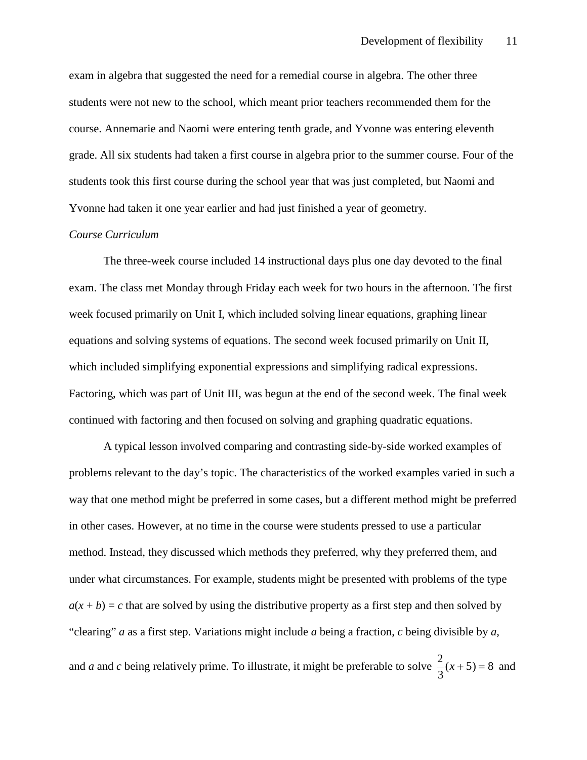exam in algebra that suggested the need for a remedial course in algebra. The other three students were not new to the school, which meant prior teachers recommended them for the course. Annemarie and Naomi were entering tenth grade, and Yvonne was entering eleventh grade. All six students had taken a first course in algebra prior to the summer course. Four of the students took this first course during the school year that was just completed, but Naomi and Yvonne had taken it one year earlier and had just finished a year of geometry.

*Course Curriculum*

The three-week course included 14 instructional days plus one day devoted to the final exam. The class met Monday through Friday each week for two hours in the afternoon. The first week focused primarily on Unit I, which included solving linear equations, graphing linear equations and solving systems of equations. The second week focused primarily on Unit II, which included simplifying exponential expressions and simplifying radical expressions. Factoring, which was part of Unit III, was begun at the end of the second week. The final week continued with factoring and then focused on solving and graphing quadratic equations.

A typical lesson involved comparing and contrasting side-by-side worked examples of problems relevant to the day's topic. The characteristics of the worked examples varied in such a way that one method might be preferred in some cases, but a different method might be preferred in other cases. However, at no time in the course were students pressed to use a particular method. Instead, they discussed which methods they preferred, why they preferred them, and under what circumstances. For example, students might be presented with problems of the type $a(x + b) = c$ that are solved by using the distributive property as a first step and then solved by "clearing" $a$ as a first step. Variations might include $a$ being a fraction, $c$ being divisible by $a$, and $a$ and $c$ being relatively prime. To illustrate, it might be preferable to solve $\frac{2}{3}(x+5)=8$ and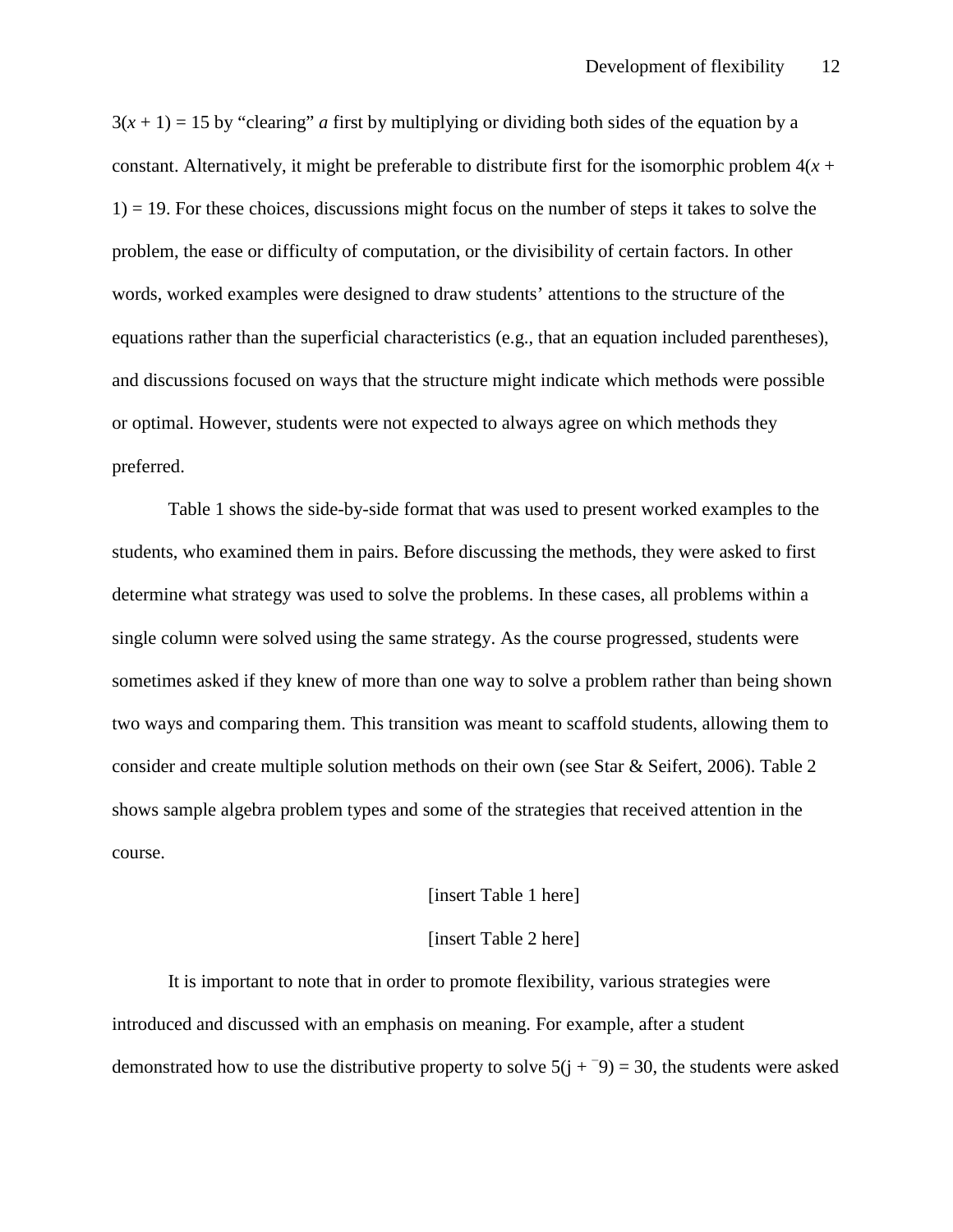$3(x + 1) = 15$ by "clearing" *a* first by multiplying or dividing both sides of the equation by a constant. Alternatively, it might be preferable to distribute first for the isomorphic problem $4(x + 1) = 19$. For these choices, discussions might focus on the number of steps it takes to solve the problem, the ease or difficulty of computation, or the divisibility of certain factors. In other words, worked examples were designed to draw students' attentions to the structure of the equations rather than the superficial characteristics (e.g., that an equation included parentheses), and discussions focused on ways that the structure might indicate which methods were possible or optimal. However, students were not expected to always agree on which methods they preferred.

Table 1 shows the side-by-side format that was used to present worked examples to the students, who examined them in pairs. Before discussing the methods, they were asked to first determine what strategy was used to solve the problems. In these cases, all problems within a single column were solved using the same strategy. As the course progressed, students were sometimes asked if they knew of more than one way to solve a problem rather than being shown two ways and comparing them. This transition was meant to scaffold students, allowing them to consider and create multiple solution methods on their own (see Star & Seifert, 2006). Table 2 shows sample algebra problem types and some of the strategies that received attention in the course.

[insert Table 1 here]

[insert Table 2 here]

It is important to note that in order to promote flexibility, various strategies were introduced and discussed with an emphasis on meaning. For example, after a student demonstrated how to use the distributive property to solve $5(j + {}^{-}9) = 30$, the students were asked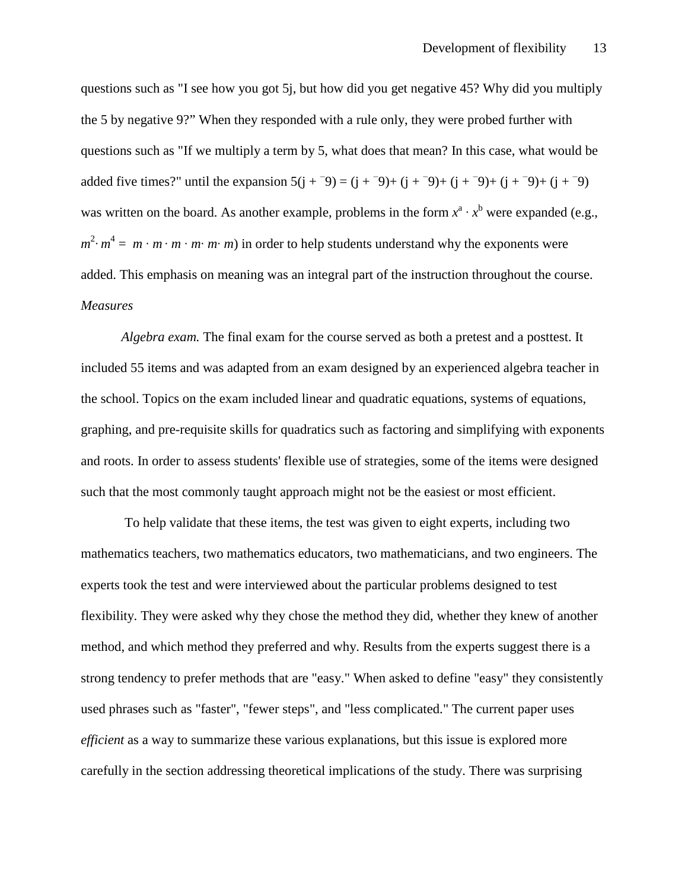questions such as "I see how you got 5j, but how did you get negative 45? Why did you multiply the 5 by negative 9?" When they responded with a rule only, they were probed further with questions such as "If we multiply a term by 5, what does that mean? In this case, what would be added five times?" until the expansion $5(j + {}^{-}9) = (j + {}^{-}9) + (j + {}^{-}9) + (j + {}^{-}9) + (j + {}^{-}9) + (j + {}^{-}9)$ was written on the board. As another example, problems in the form $x^a \cdot x^b$ were expanded (e.g., $m^2 \cdot m^4 = m \cdot m \cdot m \cdot m \cdot m \cdot m$) in order to help students understand why the exponents were added. This emphasis on meaning was an integral part of the instruction throughout the course.

*Measures*

*Algebra exam.* The final exam for the course served as both a pretest and a posttest. It included 55 items and was adapted from an exam designed by an experienced algebra teacher in the school. Topics on the exam included linear and quadratic equations, systems of equations, graphing, and pre-requisite skills for quadratics such as factoring and simplifying with exponents and roots. In order to assess students' flexible use of strategies, some of the items were designed such that the most commonly taught approach might not be the easiest or most efficient.

To help validate that these items, the test was given to eight experts, including two mathematics teachers, two mathematics educators, two mathematicians, and two engineers. The experts took the test and were interviewed about the particular problems designed to test flexibility. They were asked why they chose the method they did, whether they knew of another method, and which method they preferred and why. Results from the experts suggest there is a strong tendency to prefer methods that are "easy." When asked to define "easy" they consistently used phrases such as "faster", "fewer steps", and "less complicated." The current paper uses *efficient* as a way to summarize these various explanations, but this issue is explored more carefully in the section addressing theoretical implications of the study. There was surprising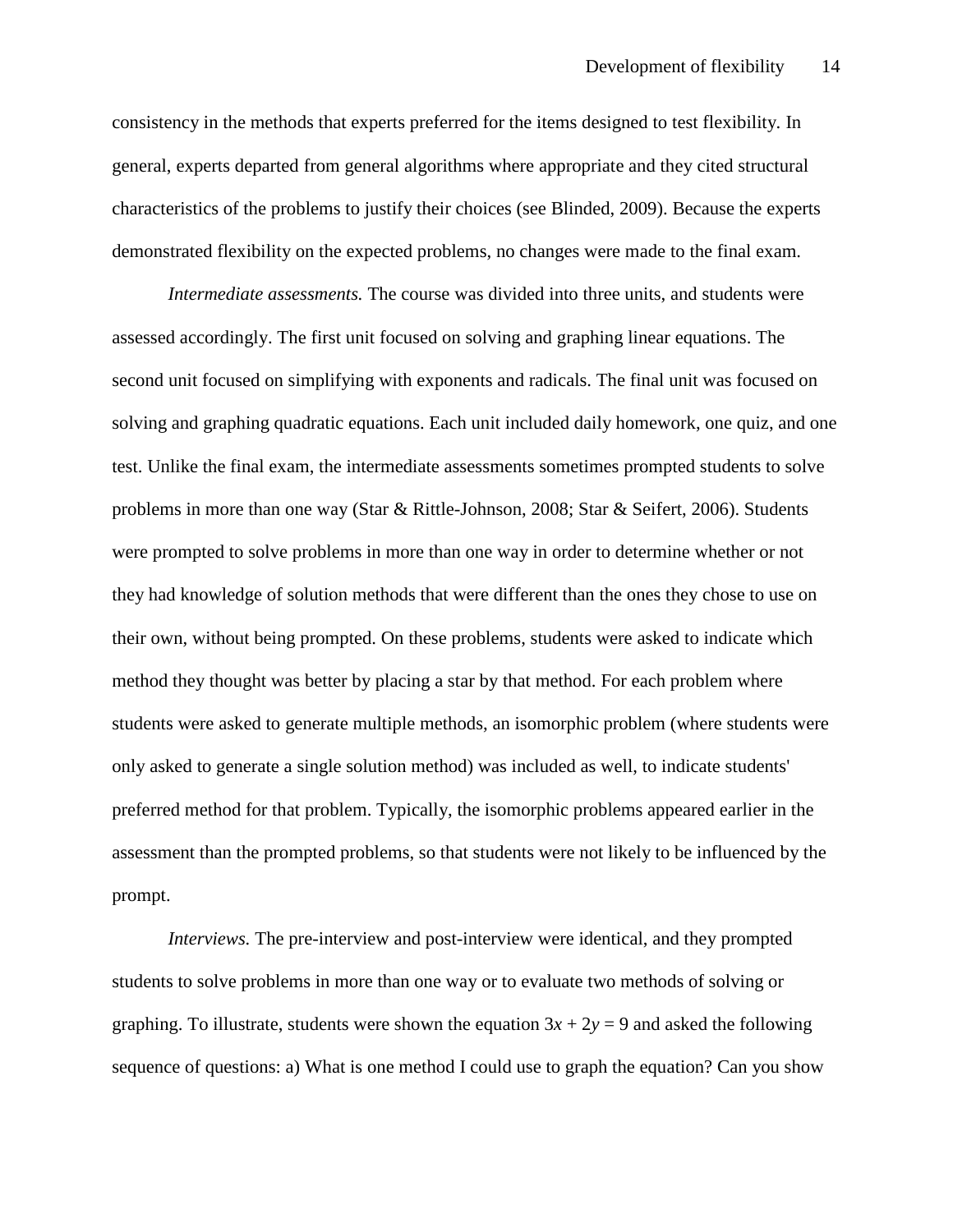consistency in the methods that experts preferred for the items designed to test flexibility. In general, experts departed from general algorithms where appropriate and they cited structural characteristics of the problems to justify their choices (see Blinded, 2009). Because the experts demonstrated flexibility on the expected problems, no changes were made to the final exam.

*Intermediate assessments.* The course was divided into three units, and students were assessed accordingly. The first unit focused on solving and graphing linear equations. The second unit focused on simplifying with exponents and radicals. The final unit was focused on solving and graphing quadratic equations. Each unit included daily homework, one quiz, and one test. Unlike the final exam, the intermediate assessments sometimes prompted students to solve problems in more than one way (Star & Rittle-Johnson, 2008; Star & Seifert, 2006). Students were prompted to solve problems in more than one way in order to determine whether or not they had knowledge of solution methods that were different than the ones they chose to use on their own, without being prompted. On these problems, students were asked to indicate which method they thought was better by placing a star by that method. For each problem where students were asked to generate multiple methods, an isomorphic problem (where students were only asked to generate a single solution method) was included as well, to indicate students' preferred method for that problem. Typically, the isomorphic problems appeared earlier in the assessment than the prompted problems, so that students were not likely to be influenced by the prompt.

*Interviews.* The pre-interview and post-interview were identical, and they prompted students to solve problems in more than one way or to evaluate two methods of solving or graphing. To illustrate, students were shown the equation $3x + 2y = 9$ and asked the following sequence of questions: a) What is one method I could use to graph the equation? Can you show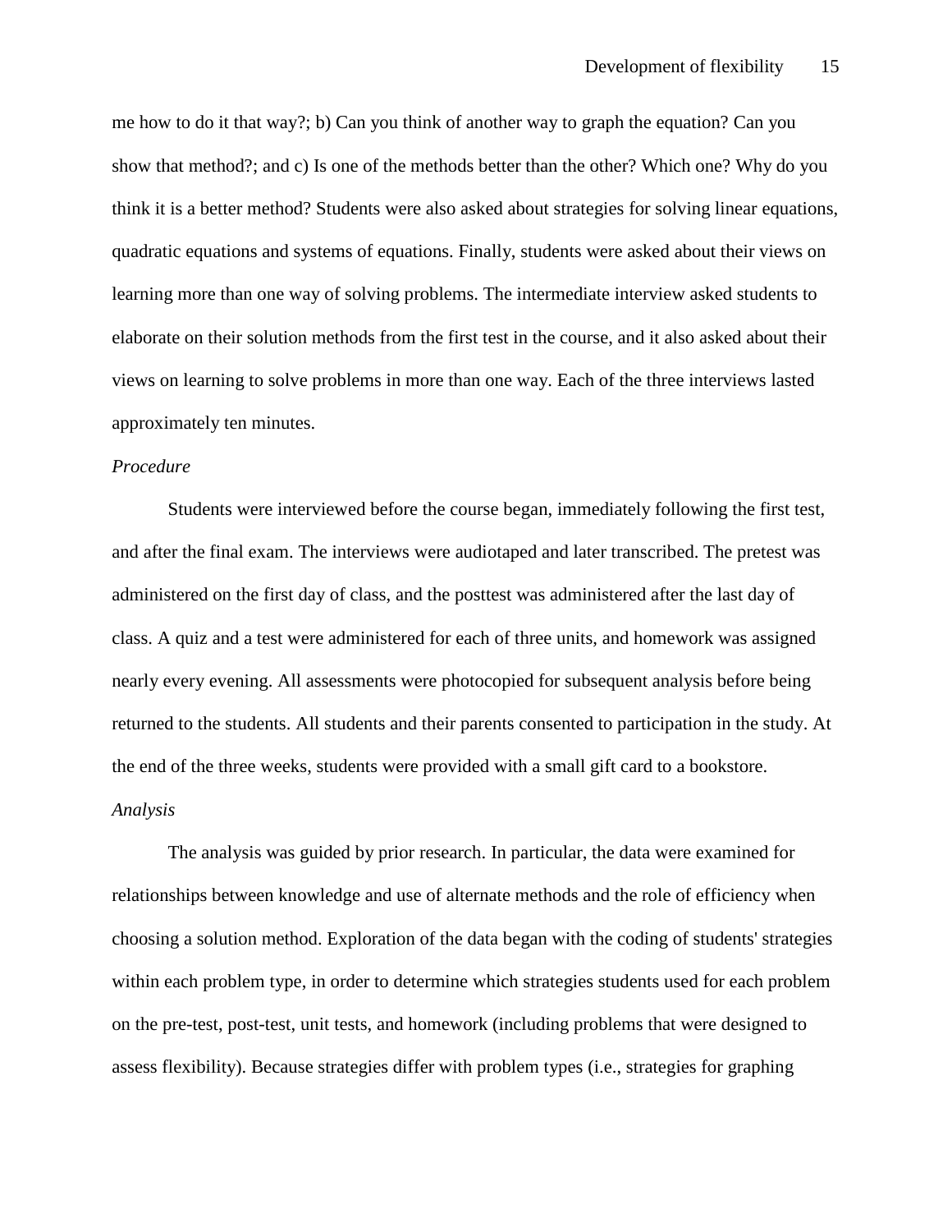me how to do it that way?; b) Can you think of another way to graph the equation? Can you show that method?; and c) Is one of the methods better than the other? Which one? Why do you think it is a better method? Students were also asked about strategies for solving linear equations, quadratic equations and systems of equations. Finally, students were asked about their views on learning more than one way of solving problems. The intermediate interview asked students to elaborate on their solution methods from the first test in the course, and it also asked about their views on learning to solve problems in more than one way. Each of the three interviews lasted approximately ten minutes.

*Procedure*

Students were interviewed before the course began, immediately following the first test, and after the final exam. The interviews were audiotaped and later transcribed. The pretest was administered on the first day of class, and the posttest was administered after the last day of class. A quiz and a test were administered for each of three units, and homework was assigned nearly every evening. All assessments were photocopied for subsequent analysis before being returned to the students. All students and their parents consented to participation in the study. At the end of the three weeks, students were provided with a small gift card to a bookstore.

*Analysis*

The analysis was guided by prior research. In particular, the data were examined for relationships between knowledge and use of alternate methods and the role of efficiency when choosing a solution method. Exploration of the data began with the coding of students' strategies within each problem type, in order to determine which strategies students used for each problem on the pre-test, post-test, unit tests, and homework (including problems that were designed to assess flexibility). Because strategies differ with problem types (i.e., strategies for graphing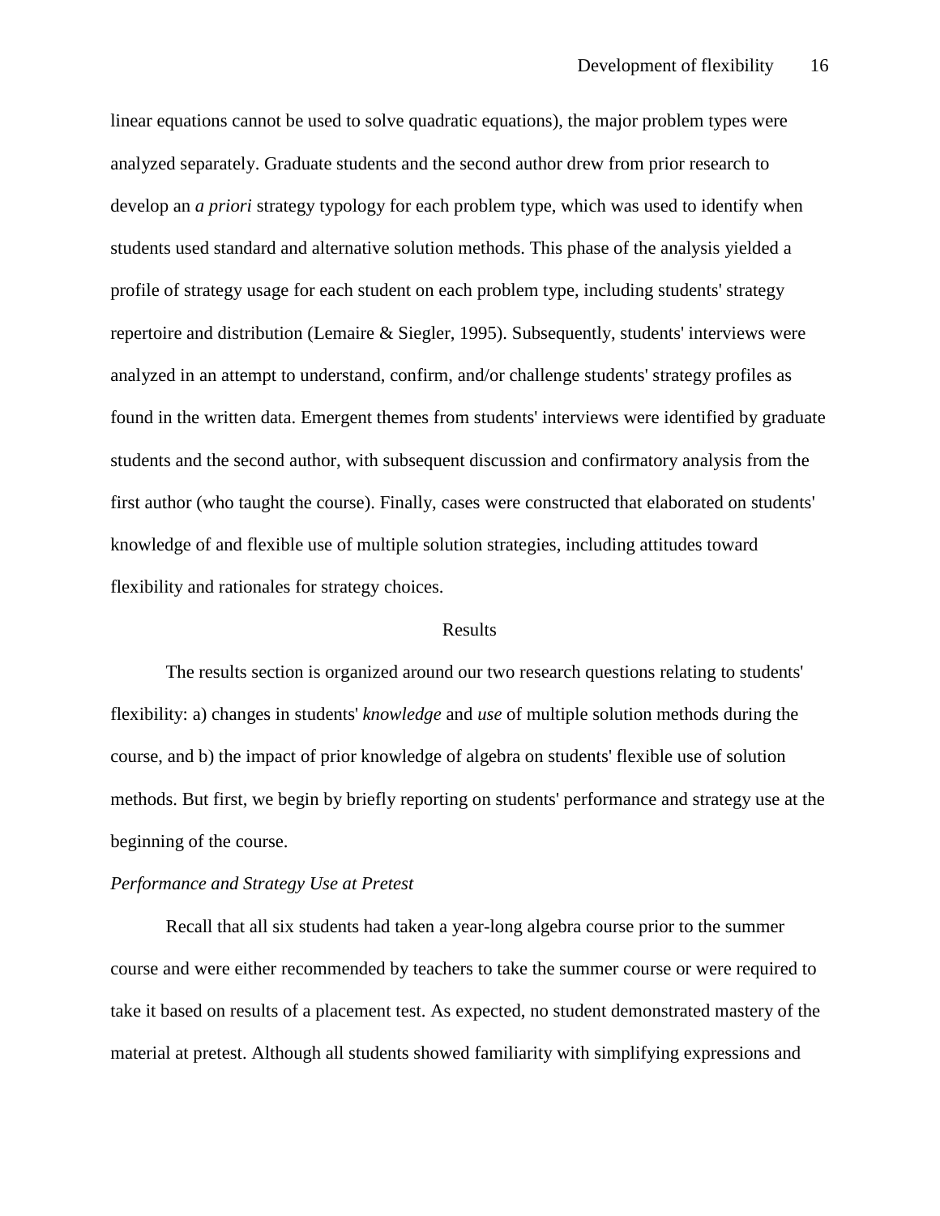linear equations cannot be used to solve quadratic equations), the major problem types were analyzed separately. Graduate students and the second author drew from prior research to develop an *a priori* strategy typology for each problem type, which was used to identify when students used standard and alternative solution methods. This phase of the analysis yielded a profile of strategy usage for each student on each problem type, including students' strategy repertoire and distribution (Lemaire & Siegler, 1995). Subsequently, students' interviews were analyzed in an attempt to understand, confirm, and/or challenge students' strategy profiles as found in the written data. Emergent themes from students' interviews were identified by graduate students and the second author, with subsequent discussion and confirmatory analysis from the first author (who taught the course). Finally, cases were constructed that elaborated on students' knowledge of and flexible use of multiple solution strategies, including attitudes toward flexibility and rationales for strategy choices.

## Results

The results section is organized around our two research questions relating to students' flexibility: a) changes in students' *knowledge* and *use* of multiple solution methods during the course, and b) the impact of prior knowledge of algebra on students' flexible use of solution methods. But first, we begin by briefly reporting on students' performance and strategy use at the beginning of the course.

### *Performance and Strategy Use at Pretest*

Recall that all six students had taken a year-long algebra course prior to the summer course and were either recommended by teachers to take the summer course or were required to take it based on results of a placement test. As expected, no student demonstrated mastery of the material at pretest. Although all students showed familiarity with simplifying expressions and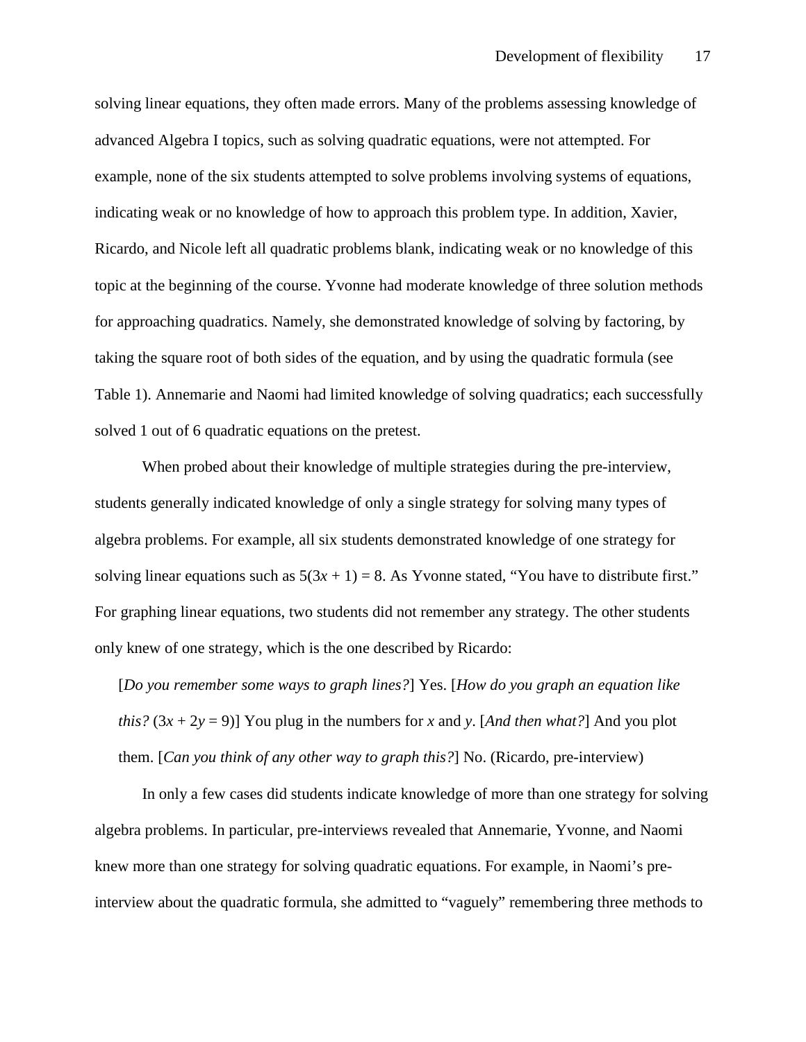solving linear equations, they often made errors. Many of the problems assessing knowledge of advanced Algebra I topics, such as solving quadratic equations, were not attempted. For example, none of the six students attempted to solve problems involving systems of equations, indicating weak or no knowledge of how to approach this problem type. In addition, Xavier, Ricardo, and Nicole left all quadratic problems blank, indicating weak or no knowledge of this topic at the beginning of the course. Yvonne had moderate knowledge of three solution methods for approaching quadratics. Namely, she demonstrated knowledge of solving by factoring, by taking the square root of both sides of the equation, and by using the quadratic formula (see Table 1). Annemarie and Naomi had limited knowledge of solving quadratics; each successfully solved 1 out of 6 quadratic equations on the pretest.

When probed about their knowledge of multiple strategies during the pre-interview, students generally indicated knowledge of only a single strategy for solving many types of algebra problems. For example, all six students demonstrated knowledge of one strategy for solving linear equations such as $5(3x + 1) = 8$. As Yvonne stated, "You have to distribute first." For graphing linear equations, two students did not remember any strategy. The other students only knew of one strategy, which is the one described by Ricardo:

> [*Do you remember some ways to graph lines?*] Yes. [*How do you graph an equation like this?* ($3x + 2y = 9$)] You plug in the numbers for $x$ and $y$. [*And then what?*] And you plot them. [*Can you think of any other way to graph this?*] No. (Ricardo, pre-interview)

In only a few cases did students indicate knowledge of more than one strategy for solving algebra problems. In particular, pre-interviews revealed that Annemarie, Yvonne, and Naomi knew more than one strategy for solving quadratic equations. For example, in Naomi's pre-interview about the quadratic formula, she admitted to "vaguely" remembering three methods to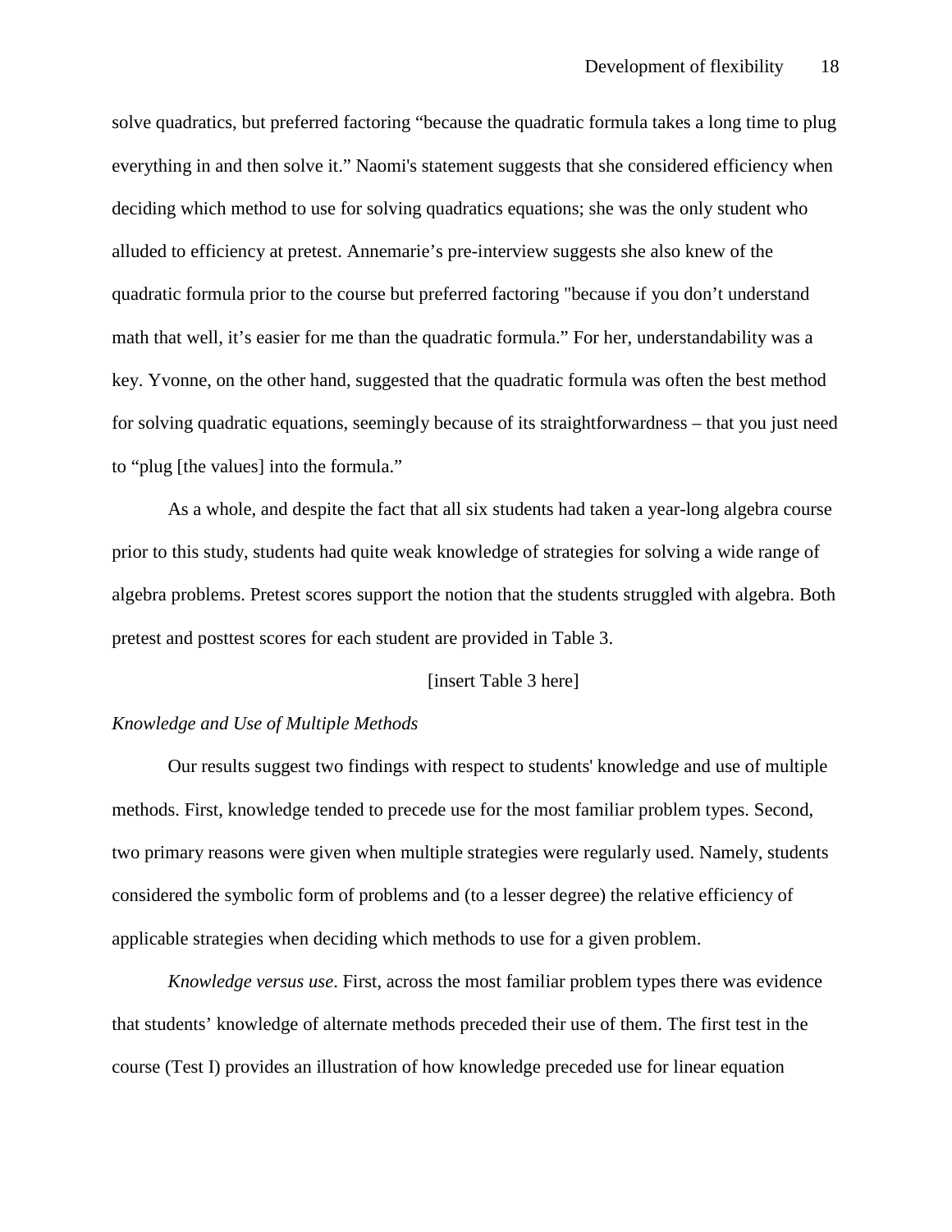solve quadratics, but preferred factoring "because the quadratic formula takes a long time to plug everything in and then solve it." Naomi's statement suggests that she considered efficiency when deciding which method to use for solving quadratics equations; she was the only student who alluded to efficiency at pretest. Annemarie's pre-interview suggests she also knew of the quadratic formula prior to the course but preferred factoring "because if you don't understand math that well, it's easier for me than the quadratic formula." For her, understandability was a key. Yvonne, on the other hand, suggested that the quadratic formula was often the best method for solving quadratic equations, seemingly because of its straightforwardness – that you just need to "plug [the values] into the formula."

As a whole, and despite the fact that all six students had taken a year-long algebra course prior to this study, students had quite weak knowledge of strategies for solving a wide range of algebra problems. Pretest scores support the notion that the students struggled with algebra. Both pretest and posttest scores for each student are provided in Table 3.

[insert Table 3 here]

*Knowledge and Use of Multiple Methods*

Our results suggest two findings with respect to students' knowledge and use of multiple methods. First, knowledge tended to precede use for the most familiar problem types. Second, two primary reasons were given when multiple strategies were regularly used. Namely, students considered the symbolic form of problems and (to a lesser degree) the relative efficiency of applicable strategies when deciding which methods to use for a given problem.

*Knowledge versus use*. First, across the most familiar problem types there was evidence that students' knowledge of alternate methods preceded their use of them. The first test in the course (Test I) provides an illustration of how knowledge preceded use for linear equation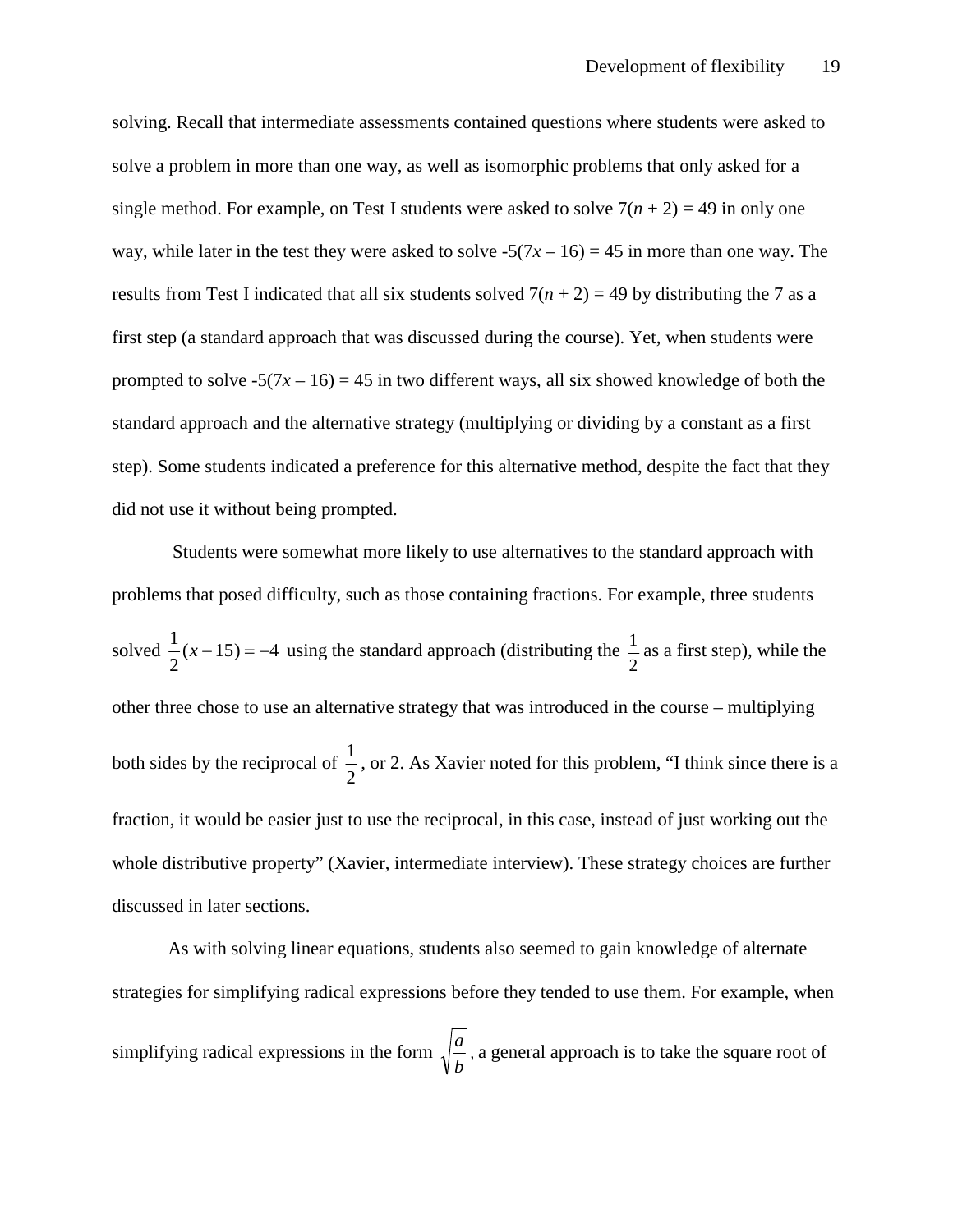solving. Recall that intermediate assessments contained questions where students were asked to solve a problem in more than one way, as well as isomorphic problems that only asked for a single method. For example, on Test I students were asked to solve $7(n + 2) = 49$ in only one way, while later in the test they were asked to solve $-5(7x - 16) = 45$ in more than one way. The results from Test I indicated that all six students solved $7(n + 2) = 49$ by distributing the 7 as a first step (a standard approach that was discussed during the course). Yet, when students were prompted to solve $-5(7x - 16) = 45$ in two different ways, all six showed knowledge of both the standard approach and the alternative strategy (multiplying or dividing by a constant as a first step). Some students indicated a preference for this alternative method, despite the fact that they did not use it without being prompted.

Students were somewhat more likely to use alternatives to the standard approach with problems that posed difficulty, such as those containing fractions. For example, three students solved $\frac{1}{2}(x-15) = -4$ using the standard approach (distributing the $\frac{1}{2}$ as a first step), while the other three chose to use an alternative strategy that was introduced in the course – multiplying both sides by the reciprocal of $\frac{1}{2}$, or 2. As Xavier noted for this problem, "I think since there is a fraction, it would be easier just to use the reciprocal, in this case, instead of just working out the whole distributive property" (Xavier, intermediate interview). These strategy choices are further discussed in later sections.

As with solving linear equations, students also seemed to gain knowledge of alternate strategies for simplifying radical expressions before they tended to use them. For example, when simplifying radical expressions in the form $\sqrt{\frac{a}{b}}$, a general approach is to take the square root of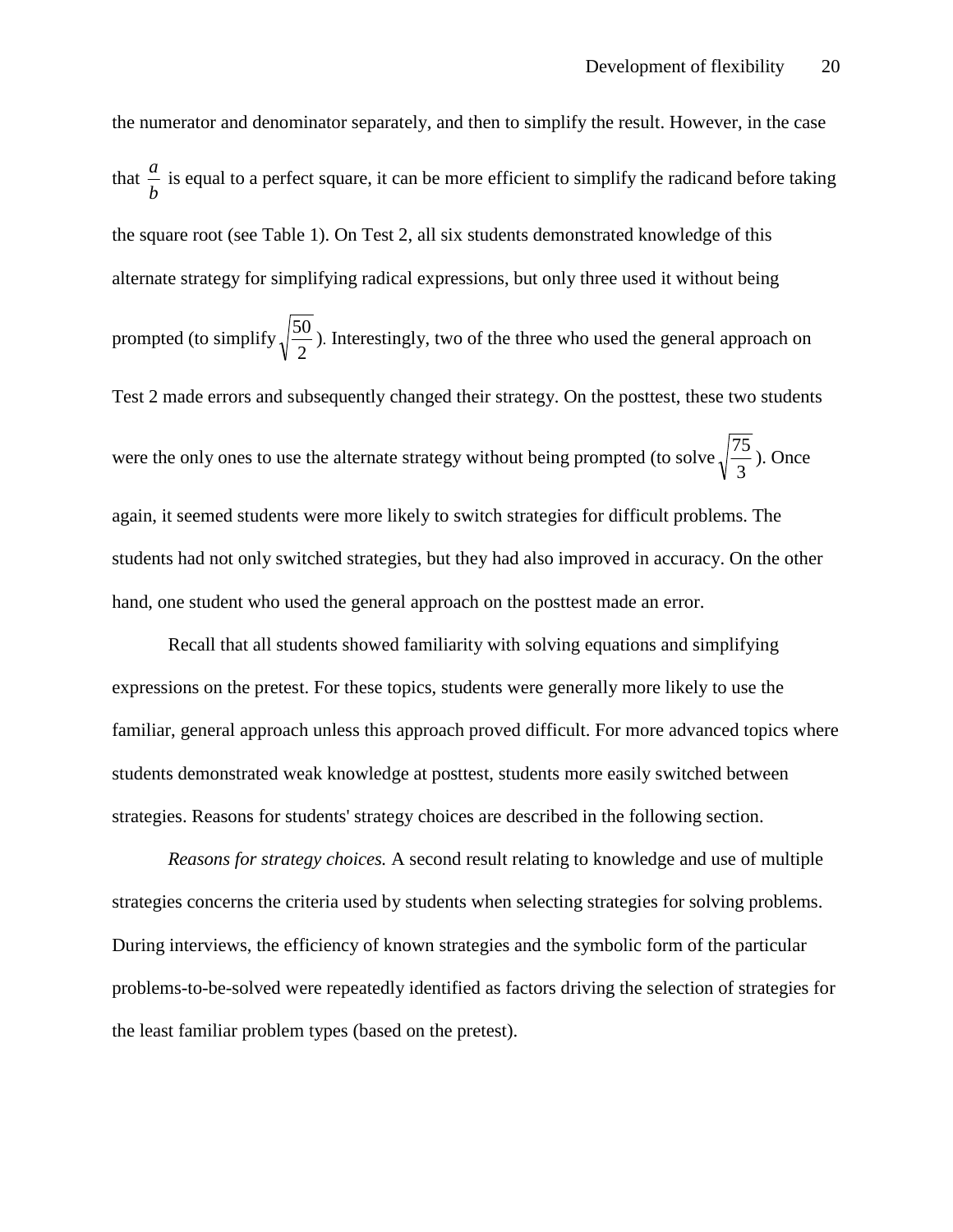the numerator and denominator separately, and then to simplify the result. However, in the case that $\frac{a}{b}$ is equal to a perfect square, it can be more efficient to simplify the radicand before taking the square root (see Table 1). On Test 2, all six students demonstrated knowledge of this alternate strategy for simplifying radical expressions, but only three used it without being prompted (to simplify $\sqrt{\frac{50}{2}}$). Interestingly, two of the three who used the general approach on Test 2 made errors and subsequently changed their strategy. On the posttest, these two students were the only ones to use the alternate strategy without being prompted (to solve $\sqrt{\frac{75}{3}}$). Once again, it seemed students were more likely to switch strategies for difficult problems. The students had not only switched strategies, but they had also improved in accuracy. On the other hand, one student who used the general approach on the posttest made an error.

Recall that all students showed familiarity with solving equations and simplifying expressions on the pretest. For these topics, students were generally more likely to use the familiar, general approach unless this approach proved difficult. For more advanced topics where students demonstrated weak knowledge at posttest, students more easily switched between strategies. Reasons for students' strategy choices are described in the following section.

*Reasons for strategy choices.* A second result relating to knowledge and use of multiple strategies concerns the criteria used by students when selecting strategies for solving problems. During interviews, the efficiency of known strategies and the symbolic form of the particular problems-to-be-solved were repeatedly identified as factors driving the selection of strategies for the least familiar problem types (based on the pretest).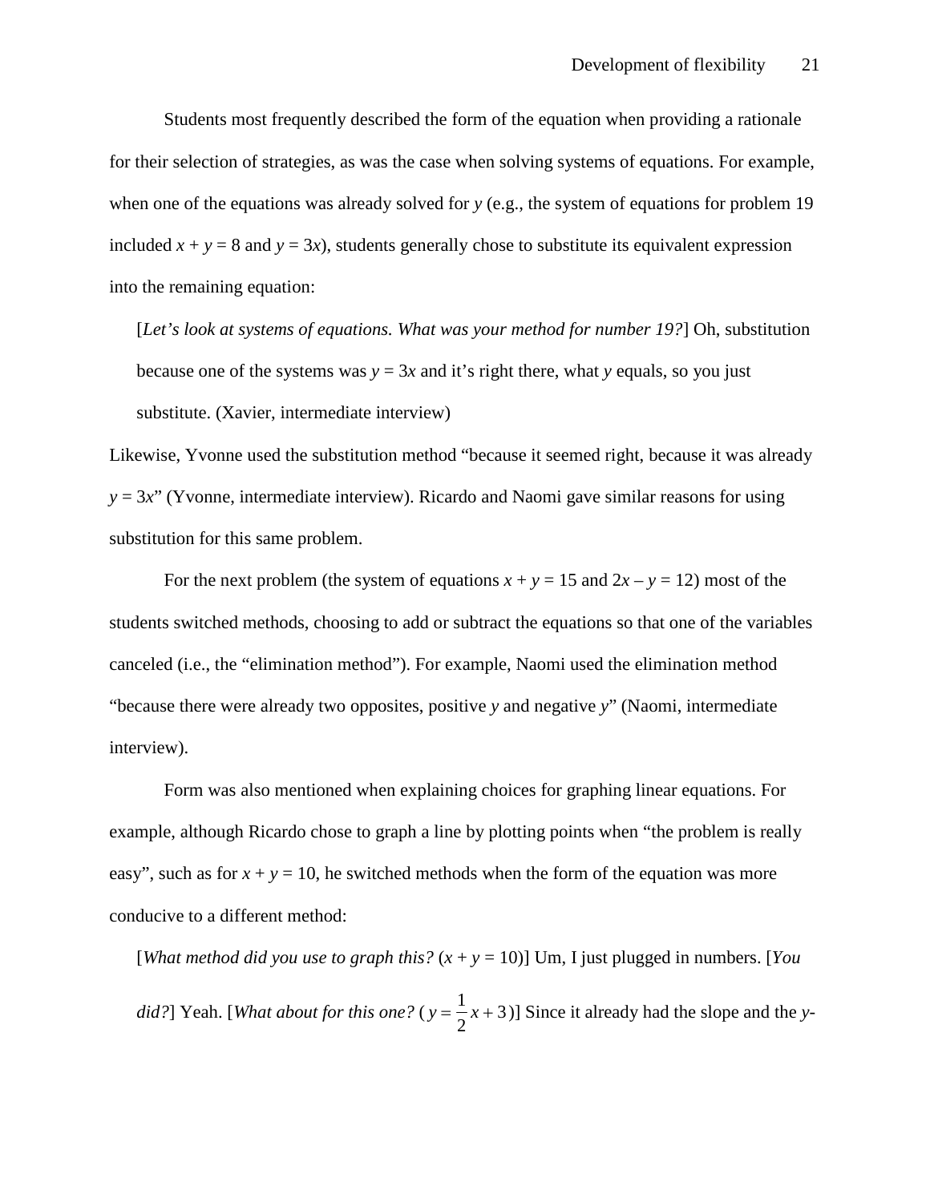Students most frequently described the form of the equation when providing a rationale for their selection of strategies, as was the case when solving systems of equations. For example, when one of the equations was already solved for $y$ (e.g., the system of equations for problem 19 included $x + y = 8$ and $y = 3x$), students generally chose to substitute its equivalent expression into the remaining equation:

> [*Let's look at systems of equations. What was your method for number 19?*] Oh, substitution because one of the systems was $y = 3x$ and it's right there, what $y$ equals, so you just substitute. (Xavier, intermediate interview)

Likewise, Yvonne used the substitution method "because it seemed right, because it was already $y = 3x$" (Yvonne, intermediate interview). Ricardo and Naomi gave similar reasons for using substitution for this same problem.

For the next problem (the system of equations $x + y = 15$ and $2x – y = 12$) most of the students switched methods, choosing to add or subtract the equations so that one of the variables canceled (i.e., the "elimination method"). For example, Naomi used the elimination method "because there were already two opposites, positive $y$ and negative $y$" (Naomi, intermediate interview).

Form was also mentioned when explaining choices for graphing linear equations. For example, although Ricardo chose to graph a line by plotting points when "the problem is really easy", such as for $x + y = 10$, he switched methods when the form of the equation was more conducive to a different method:

> [*What method did you use to graph this?* ($x + y = 10$)] Um, I just plugged in numbers. [*You did?*] Yeah. [*What about for this one?* ($y = \frac{1}{2}x + 3$)] Since it already had the slope and the $y$-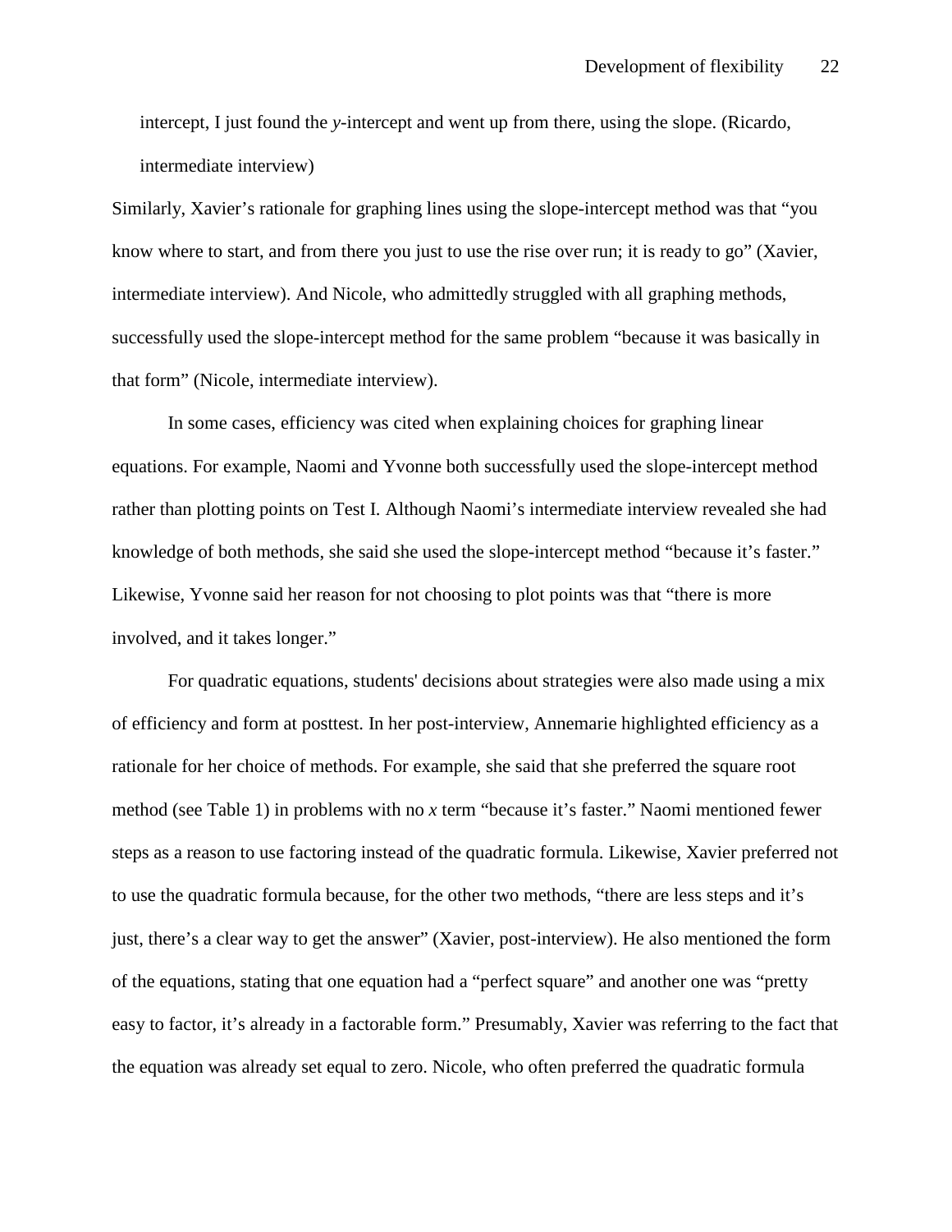> intercept, I just found the *y*-intercept and went up from there, using the slope. (Ricardo, intermediate interview)

Similarly, Xavier's rationale for graphing lines using the slope-intercept method was that "you know where to start, and from there you just to use the rise over run; it is ready to go" (Xavier, intermediate interview). And Nicole, who admittedly struggled with all graphing methods, successfully used the slope-intercept method for the same problem "because it was basically in that form" (Nicole, intermediate interview).

In some cases, efficiency was cited when explaining choices for graphing linear equations. For example, Naomi and Yvonne both successfully used the slope-intercept method rather than plotting points on Test I. Although Naomi's intermediate interview revealed she had knowledge of both methods, she said she used the slope-intercept method "because it's faster." Likewise, Yvonne said her reason for not choosing to plot points was that "there is more involved, and it takes longer."

For quadratic equations, students' decisions about strategies were also made using a mix of efficiency and form at posttest. In her post-interview, Annemarie highlighted efficiency as a rationale for her choice of methods. For example, she said that she preferred the square root method (see Table 1) in problems with no *x* term "because it's faster." Naomi mentioned fewer steps as a reason to use factoring instead of the quadratic formula. Likewise, Xavier preferred not to use the quadratic formula because, for the other two methods, "there are less steps and it's just, there's a clear way to get the answer" (Xavier, post-interview). He also mentioned the form of the equations, stating that one equation had a "perfect square" and another one was "pretty easy to factor, it's already in a factorable form." Presumably, Xavier was referring to the fact that the equation was already set equal to zero. Nicole, who often preferred the quadratic formula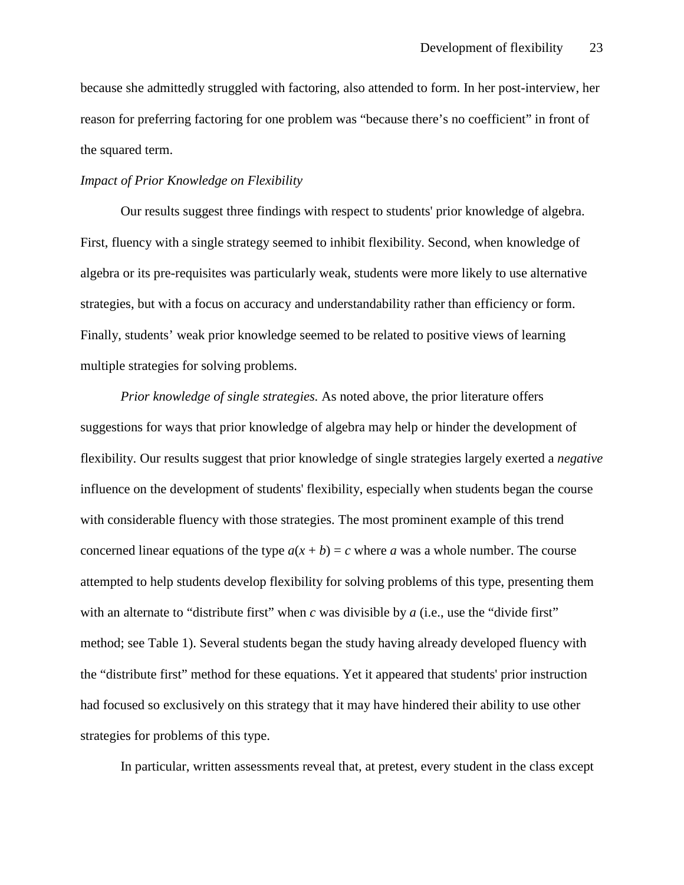because she admittedly struggled with factoring, also attended to form. In her post-interview, her reason for preferring factoring for one problem was "because there's no coefficient" in front of the squared term.

*Impact of Prior Knowledge on Flexibility*

Our results suggest three findings with respect to students' prior knowledge of algebra. First, fluency with a single strategy seemed to inhibit flexibility. Second, when knowledge of algebra or its pre-requisites was particularly weak, students were more likely to use alternative strategies, but with a focus on accuracy and understandability rather than efficiency or form. Finally, students' weak prior knowledge seemed to be related to positive views of learning multiple strategies for solving problems.

*Prior knowledge of single strategies.* As noted above, the prior literature offers suggestions for ways that prior knowledge of algebra may help or hinder the development of flexibility. Our results suggest that prior knowledge of single strategies largely exerted a *negative* influence on the development of students' flexibility, especially when students began the course with considerable fluency with those strategies. The most prominent example of this trend concerned linear equations of the type $a(x + b) = c$ where $a$ was a whole number. The course attempted to help students develop flexibility for solving problems of this type, presenting them with an alternate to "distribute first" when $c$ was divisible by $a$ (i.e., use the "divide first" method; see Table 1). Several students began the study having already developed fluency with the "distribute first" method for these equations. Yet it appeared that students' prior instruction had focused so exclusively on this strategy that it may have hindered their ability to use other strategies for problems of this type.

In particular, written assessments reveal that, at pretest, every student in the class except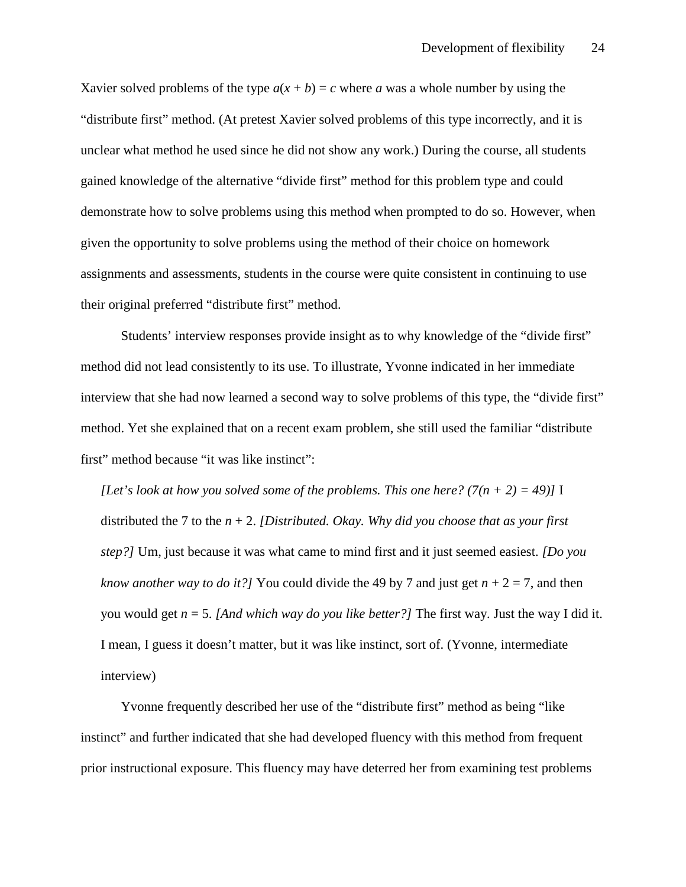Xavier solved problems of the type $a(x + b) = c$ where $a$ was a whole number by using the "distribute first" method. (At pretest Xavier solved problems of this type incorrectly, and it is unclear what method he used since he did not show any work.) During the course, all students gained knowledge of the alternative "divide first" method for this problem type and could demonstrate how to solve problems using this method when prompted to do so. However, when given the opportunity to solve problems using the method of their choice on homework assignments and assessments, students in the course were quite consistent in continuing to use their original preferred "distribute first" method.

Students' interview responses provide insight as to why knowledge of the "divide first" method did not lead consistently to its use. To illustrate, Yvonne indicated in her immediate interview that she had now learned a second way to solve problems of this type, the "divide first" method. Yet she explained that on a recent exam problem, she still used the familiar "distribute first" method because "it was like instinct":

> *[Let's look at how you solved some of the problems. This one here? ($7(n + 2) = 49$)]* I distributed the 7 to the $n + 2$. *[Distributed. Okay. Why did you choose that as your first step?]* Um, just because it was what came to mind first and it just seemed easiest. *[Do you know another way to do it?]* You could divide the 49 by 7 and just get $n + 2 = 7$, and then you would get $n = 5$. *[And which way do you like better?]* The first way. Just the way I did it. I mean, I guess it doesn't matter, but it was like instinct, sort of. (Yvonne, intermediate interview)

Yvonne frequently described her use of the "distribute first" method as being "like instinct" and further indicated that she had developed fluency with this method from frequent prior instructional exposure. This fluency may have deterred her from examining test problems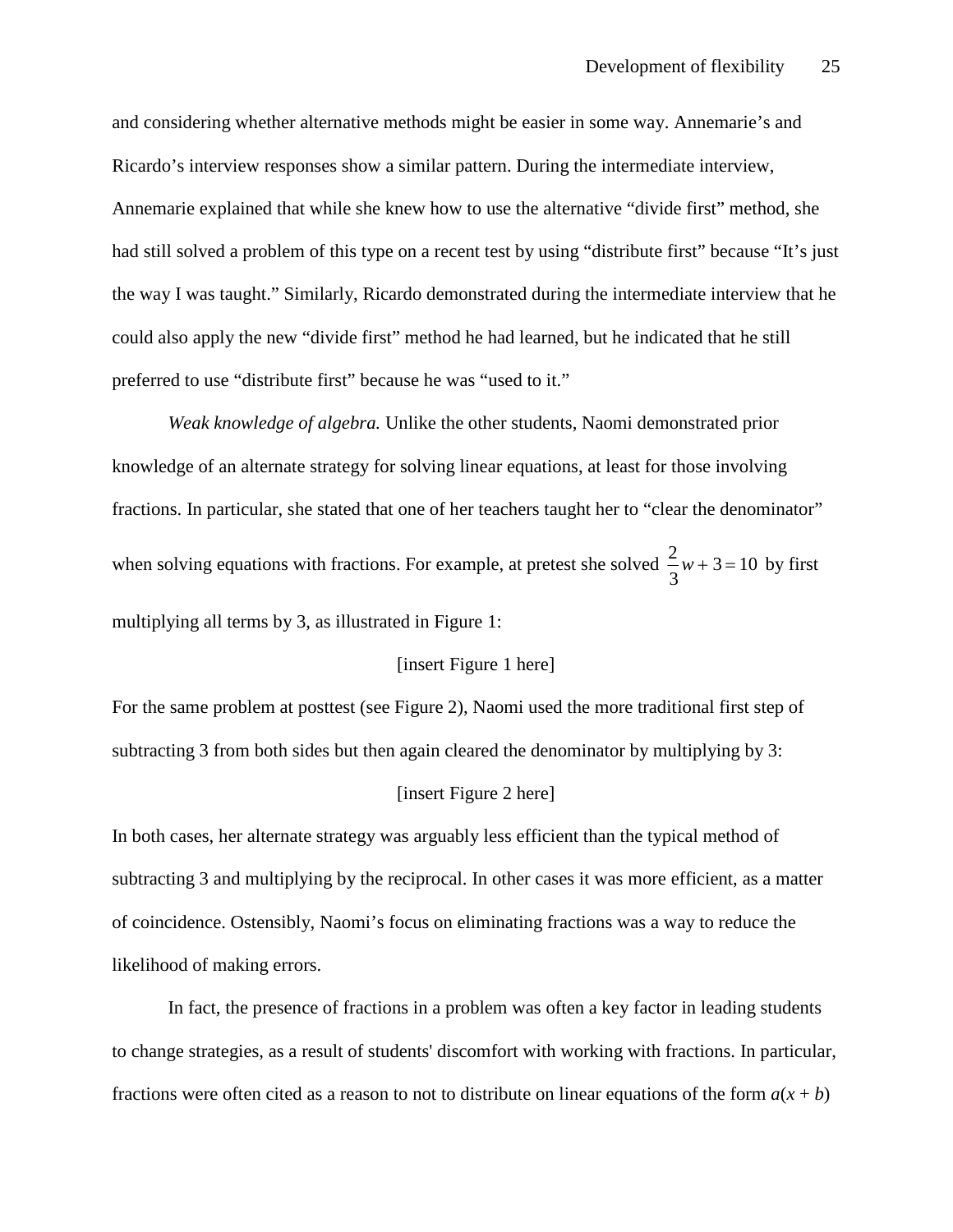and considering whether alternative methods might be easier in some way. Annemarie's and Ricardo's interview responses show a similar pattern. During the intermediate interview, Annemarie explained that while she knew how to use the alternative "divide first" method, she had still solved a problem of this type on a recent test by using "distribute first" because "It's just the way I was taught." Similarly, Ricardo demonstrated during the intermediate interview that he could also apply the new "divide first" method he had learned, but he indicated that he still preferred to use "distribute first" because he was "used to it."

*Weak knowledge of algebra.* Unlike the other students, Naomi demonstrated prior knowledge of an alternate strategy for solving linear equations, at least for those involving fractions. In particular, she stated that one of her teachers taught her to "clear the denominator" when solving equations with fractions. For example, at pretest she solved $\frac{2}{3}w + 3 = 10$ by first multiplying all terms by 3, as illustrated in Figure 1:

[insert Figure 1 here]

For the same problem at posttest (see Figure 2), Naomi used the more traditional first step of subtracting 3 from both sides but then again cleared the denominator by multiplying by 3:

[insert Figure 2 here]

In both cases, her alternate strategy was arguably less efficient than the typical method of subtracting 3 and multiplying by the reciprocal. In other cases it was more efficient, as a matter of coincidence. Ostensibly, Naomi's focus on eliminating fractions was a way to reduce the likelihood of making errors.

In fact, the presence of fractions in a problem was often a key factor in leading students to change strategies, as a result of students' discomfort with working with fractions. In particular, fractions were often cited as a reason to not to distribute on linear equations of the form $a(x + b)$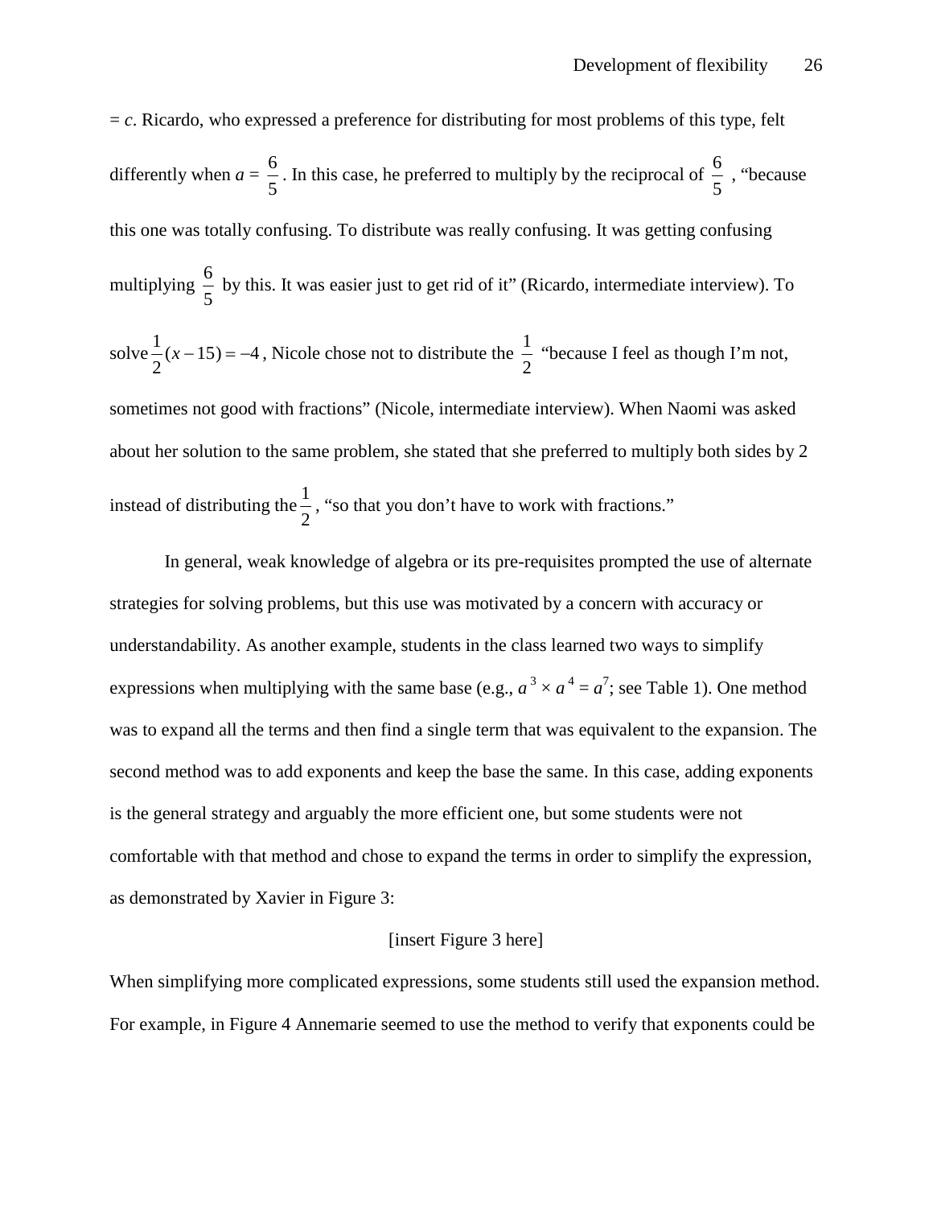= $c$. Ricardo, who expressed a preference for distributing for most problems of this type, felt differently when $a = \frac{6}{5}$. In this case, he preferred to multiply by the reciprocal of $\frac{6}{5}$, "because this one was totally confusing. To distribute was really confusing. It was getting confusing multiplying $\frac{6}{5}$ by this. It was easier just to get rid of it" (Ricardo, intermediate interview). To solve $\frac{1}{2}(x-15) = -4$, Nicole chose not to distribute the $\frac{1}{2}$ "because I feel as though I'm not, sometimes not good with fractions" (Nicole, intermediate interview). When Naomi was asked about her solution to the same problem, she stated that she preferred to multiply both sides by 2 instead of distributing the $\frac{1}{2}$, "so that you don't have to work with fractions."

In general, weak knowledge of algebra or its pre-requisites prompted the use of alternate strategies for solving problems, but this use was motivated by a concern with accuracy or understandability. As another example, students in the class learned two ways to simplify expressions when multiplying with the same base (e.g., $a^3 \times a^4 = a^7$; see Table 1). One method was to expand all the terms and then find a single term that was equivalent to the expansion. The second method was to add exponents and keep the base the same. In this case, adding exponents is the general strategy and arguably the more efficient one, but some students were not comfortable with that method and chose to expand the terms in order to simplify the expression, as demonstrated by Xavier in Figure 3:

[insert Figure 3 here]

When simplifying more complicated expressions, some students still used the expansion method. For example, in Figure 4 Annemarie seemed to use the method to verify that exponents could be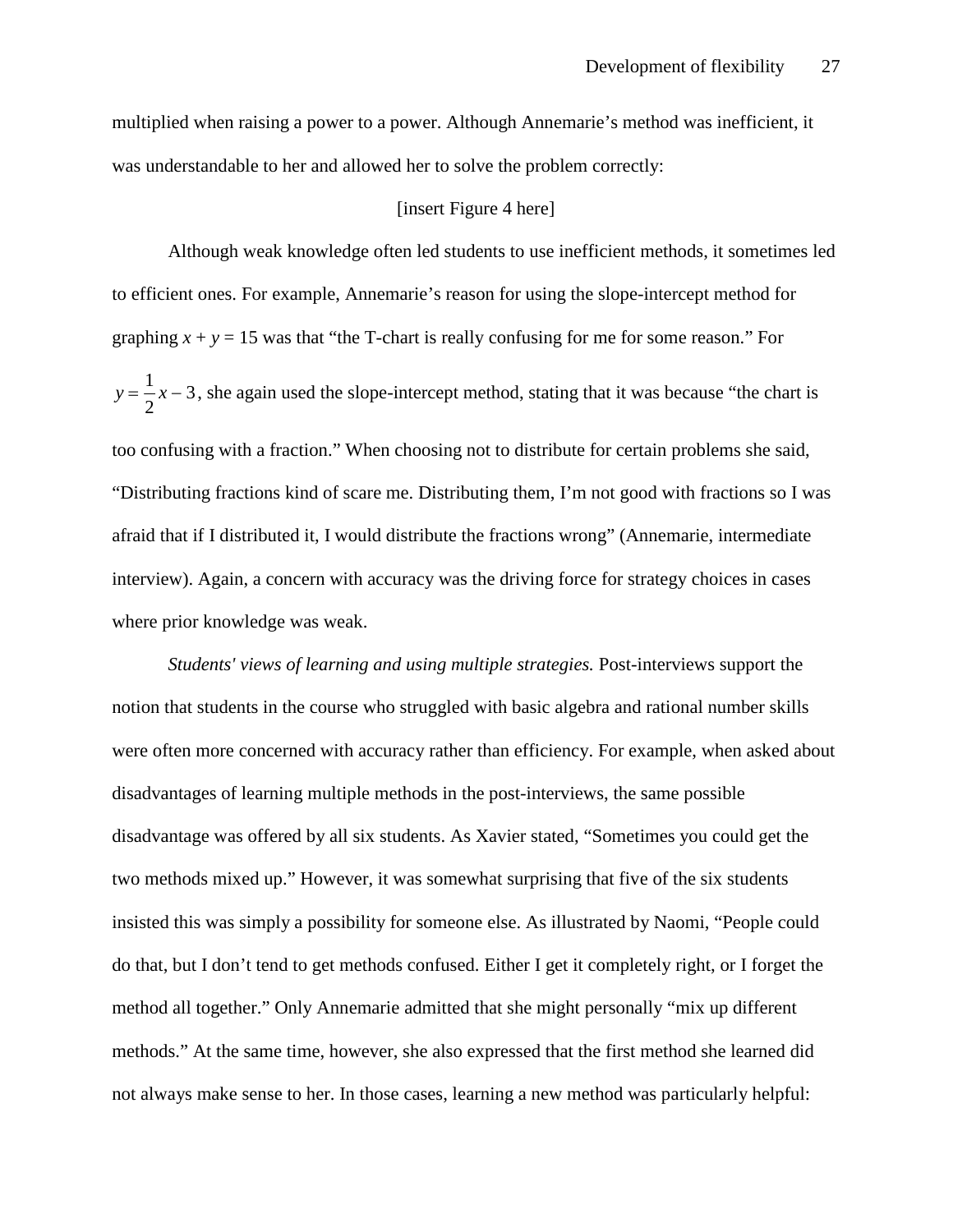multiplied when raising a power to a power. Although Annemarie's method was inefficient, it was understandable to her and allowed her to solve the problem correctly:

[insert Figure 4 here]

Although weak knowledge often led students to use inefficient methods, it sometimes led to efficient ones. For example, Annemarie's reason for using the slope-intercept method for graphing $x + y = 15$ was that "the T-chart is really confusing for me for some reason." For $y = \frac{1}{2}x - 3$, she again used the slope-intercept method, stating that it was because "the chart is too confusing with a fraction." When choosing not to distribute for certain problems she said, "Distributing fractions kind of scare me. Distributing them, I'm not good with fractions so I was afraid that if I distributed it, I would distribute the fractions wrong" (Annemarie, intermediate interview). Again, a concern with accuracy was the driving force for strategy choices in cases where prior knowledge was weak.

*Students' views of learning and using multiple strategies.* Post-interviews support the notion that students in the course who struggled with basic algebra and rational number skills were often more concerned with accuracy rather than efficiency. For example, when asked about disadvantages of learning multiple methods in the post-interviews, the same possible disadvantage was offered by all six students. As Xavier stated, "Sometimes you could get the two methods mixed up." However, it was somewhat surprising that five of the six students insisted this was simply a possibility for someone else. As illustrated by Naomi, "People could do that, but I don't tend to get methods confused. Either I get it completely right, or I forget the method all together." Only Annemarie admitted that she might personally "mix up different methods." At the same time, however, she also expressed that the first method she learned did not always make sense to her. In those cases, learning a new method was particularly helpful: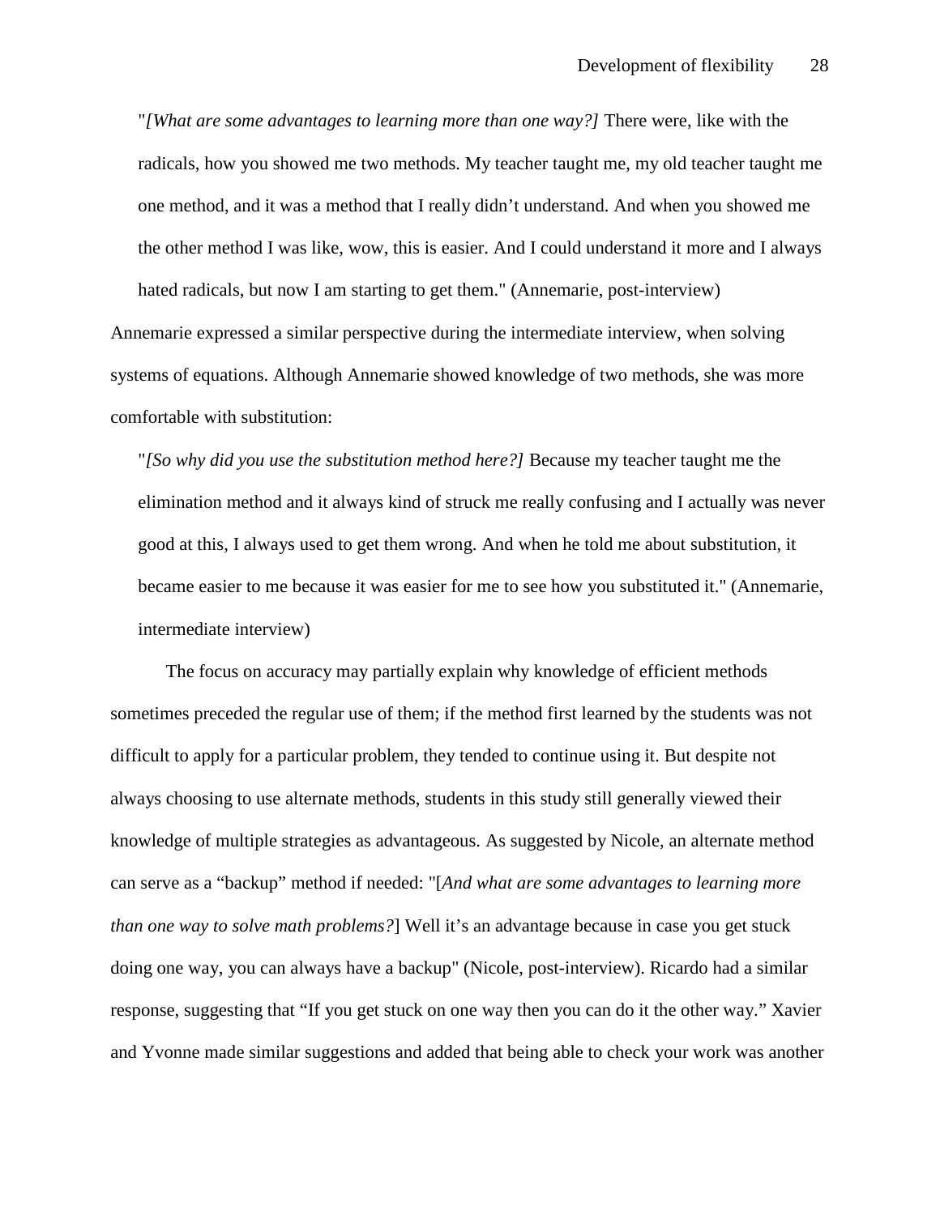"*[What are some advantages to learning more than one way?]* There were, like with the radicals, how you showed me two methods. My teacher taught me, my old teacher taught me one method, and it was a method that I really didn't understand. And when you showed me the other method I was like, wow, this is easier. And I could understand it more and I always hated radicals, but now I am starting to get them." (Annemarie, post-interview)

Annemarie expressed a similar perspective during the intermediate interview, when solving systems of equations. Although Annemarie showed knowledge of two methods, she was more comfortable with substitution:

"*[So why did you use the substitution method here?]* Because my teacher taught me the elimination method and it always kind of struck me really confusing and I actually was never good at this, I always used to get them wrong. And when he told me about substitution, it became easier to me because it was easier for me to see how you substituted it." (Annemarie, intermediate interview)

The focus on accuracy may partially explain why knowledge of efficient methods sometimes preceded the regular use of them; if the method first learned by the students was not difficult to apply for a particular problem, they tended to continue using it. But despite not always choosing to use alternate methods, students in this study still generally viewed their knowledge of multiple strategies as advantageous. As suggested by Nicole, an alternate method can serve as a "backup" method if needed: "[*And what are some advantages to learning more than one way to solve math problems?*] Well it's an advantage because in case you get stuck doing one way, you can always have a backup" (Nicole, post-interview). Ricardo had a similar response, suggesting that "If you get stuck on one way then you can do it the other way." Xavier and Yvonne made similar suggestions and added that being able to check your work was another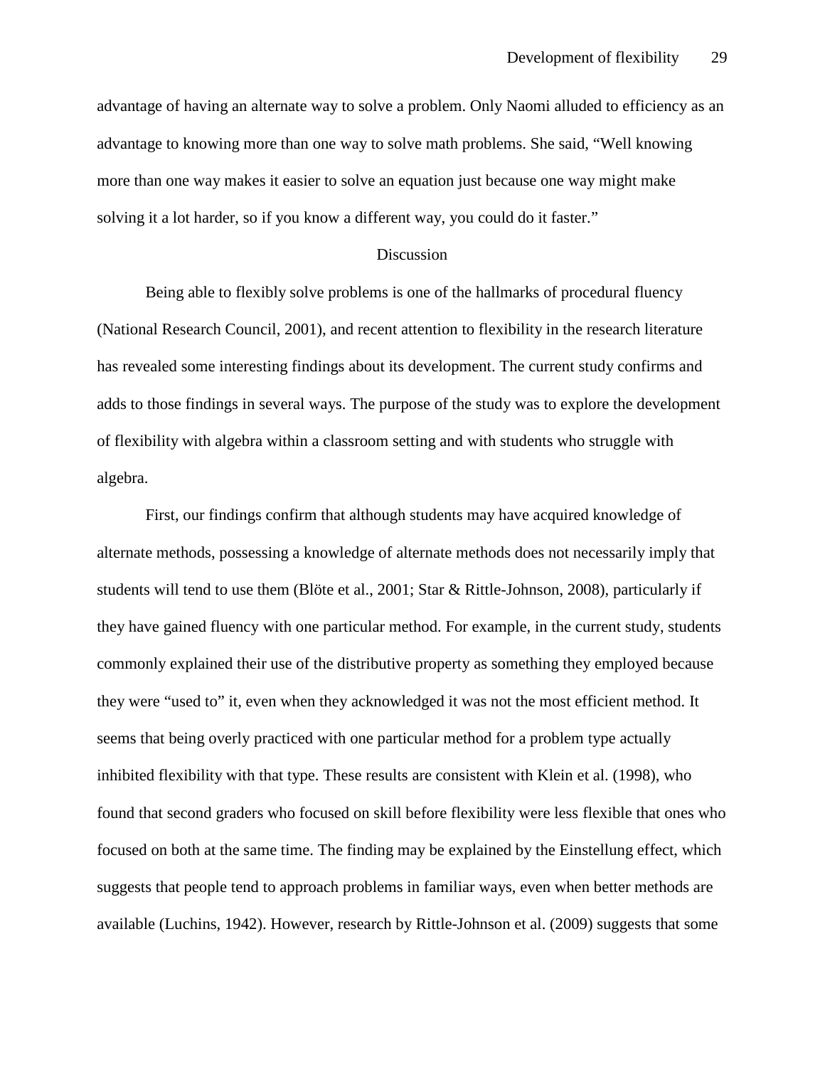advantage of having an alternate way to solve a problem. Only Naomi alluded to efficiency as an advantage to knowing more than one way to solve math problems. She said, “Well knowing more than one way makes it easier to solve an equation just because one way might make solving it a lot harder, so if you know a different way, you could do it faster.”

## Discussion

Being able to flexibly solve problems is one of the hallmarks of procedural fluency (National Research Council, 2001), and recent attention to flexibility in the research literature has revealed some interesting findings about its development. The current study confirms and adds to those findings in several ways. The purpose of the study was to explore the development of flexibility with algebra within a classroom setting and with students who struggle with algebra.

First, our findings confirm that although students may have acquired knowledge of alternate methods, possessing a knowledge of alternate methods does not necessarily imply that students will tend to use them (Blöte et al., 2001; Star & Rittle-Johnson, 2008), particularly if they have gained fluency with one particular method. For example, in the current study, students commonly explained their use of the distributive property as something they employed because they were “used to” it, even when they acknowledged it was not the most efficient method. It seems that being overly practiced with one particular method for a problem type actually inhibited flexibility with that type. These results are consistent with Klein et al. (1998), who found that second graders who focused on skill before flexibility were less flexible that ones who focused on both at the same time. The finding may be explained by the Einstellung effect, which suggests that people tend to approach problems in familiar ways, even when better methods are available (Luchins, 1942). However, research by Rittle-Johnson et al. (2009) suggests that some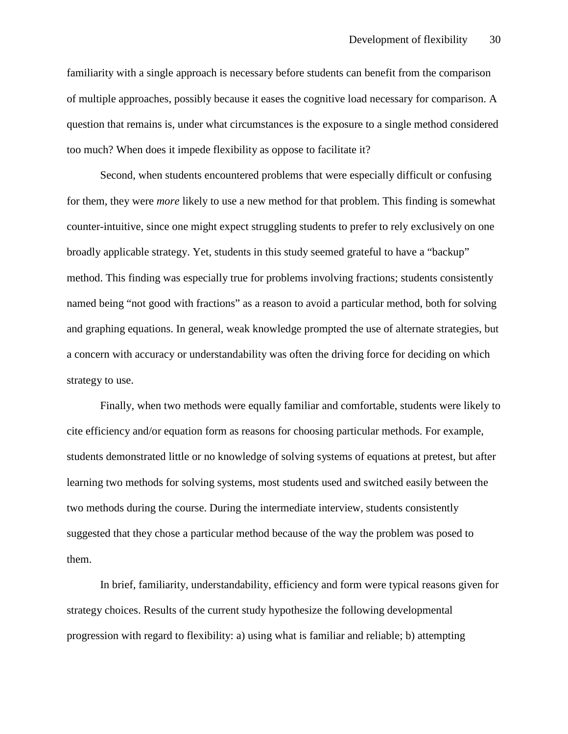familiarity with a single approach is necessary before students can benefit from the comparison of multiple approaches, possibly because it eases the cognitive load necessary for comparison. A question that remains is, under what circumstances is the exposure to a single method considered too much? When does it impede flexibility as oppose to facilitate it?

Second, when students encountered problems that were especially difficult or confusing for them, they were *more* likely to use a new method for that problem. This finding is somewhat counter-intuitive, since one might expect struggling students to prefer to rely exclusively on one broadly applicable strategy. Yet, students in this study seemed grateful to have a "backup" method. This finding was especially true for problems involving fractions; students consistently named being "not good with fractions" as a reason to avoid a particular method, both for solving and graphing equations. In general, weak knowledge prompted the use of alternate strategies, but a concern with accuracy or understandability was often the driving force for deciding on which strategy to use.

Finally, when two methods were equally familiar and comfortable, students were likely to cite efficiency and/or equation form as reasons for choosing particular methods. For example, students demonstrated little or no knowledge of solving systems of equations at pretest, but after learning two methods for solving systems, most students used and switched easily between the two methods during the course. During the intermediate interview, students consistently suggested that they chose a particular method because of the way the problem was posed to them.

In brief, familiarity, understandability, efficiency and form were typical reasons given for strategy choices. Results of the current study hypothesize the following developmental progression with regard to flexibility: a) using what is familiar and reliable; b) attempting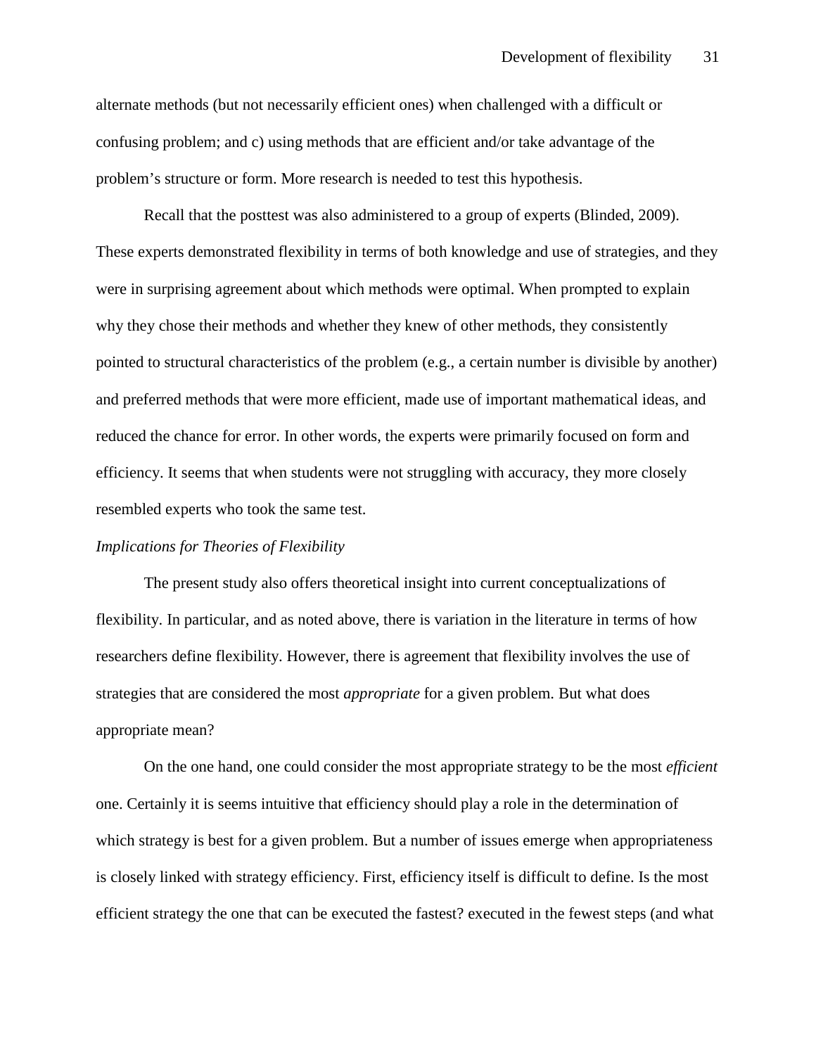alternate methods (but not necessarily efficient ones) when challenged with a difficult or confusing problem; and c) using methods that are efficient and/or take advantage of the problem's structure or form. More research is needed to test this hypothesis.

Recall that the posttest was also administered to a group of experts (Blinded, 2009). These experts demonstrated flexibility in terms of both knowledge and use of strategies, and they were in surprising agreement about which methods were optimal. When prompted to explain why they chose their methods and whether they knew of other methods, they consistently pointed to structural characteristics of the problem (e.g., a certain number is divisible by another) and preferred methods that were more efficient, made use of important mathematical ideas, and reduced the chance for error. In other words, the experts were primarily focused on form and efficiency. It seems that when students were not struggling with accuracy, they more closely resembled experts who took the same test.

*Implications for Theories of Flexibility*

The present study also offers theoretical insight into current conceptualizations of flexibility. In particular, and as noted above, there is variation in the literature in terms of how researchers define flexibility. However, there is agreement that flexibility involves the use of strategies that are considered the most *appropriate* for a given problem. But what does appropriate mean?

On the one hand, one could consider the most appropriate strategy to be the most *efficient* one. Certainly it is seems intuitive that efficiency should play a role in the determination of which strategy is best for a given problem. But a number of issues emerge when appropriateness is closely linked with strategy efficiency. First, efficiency itself is difficult to define. Is the most efficient strategy the one that can be executed the fastest? executed in the fewest steps (and what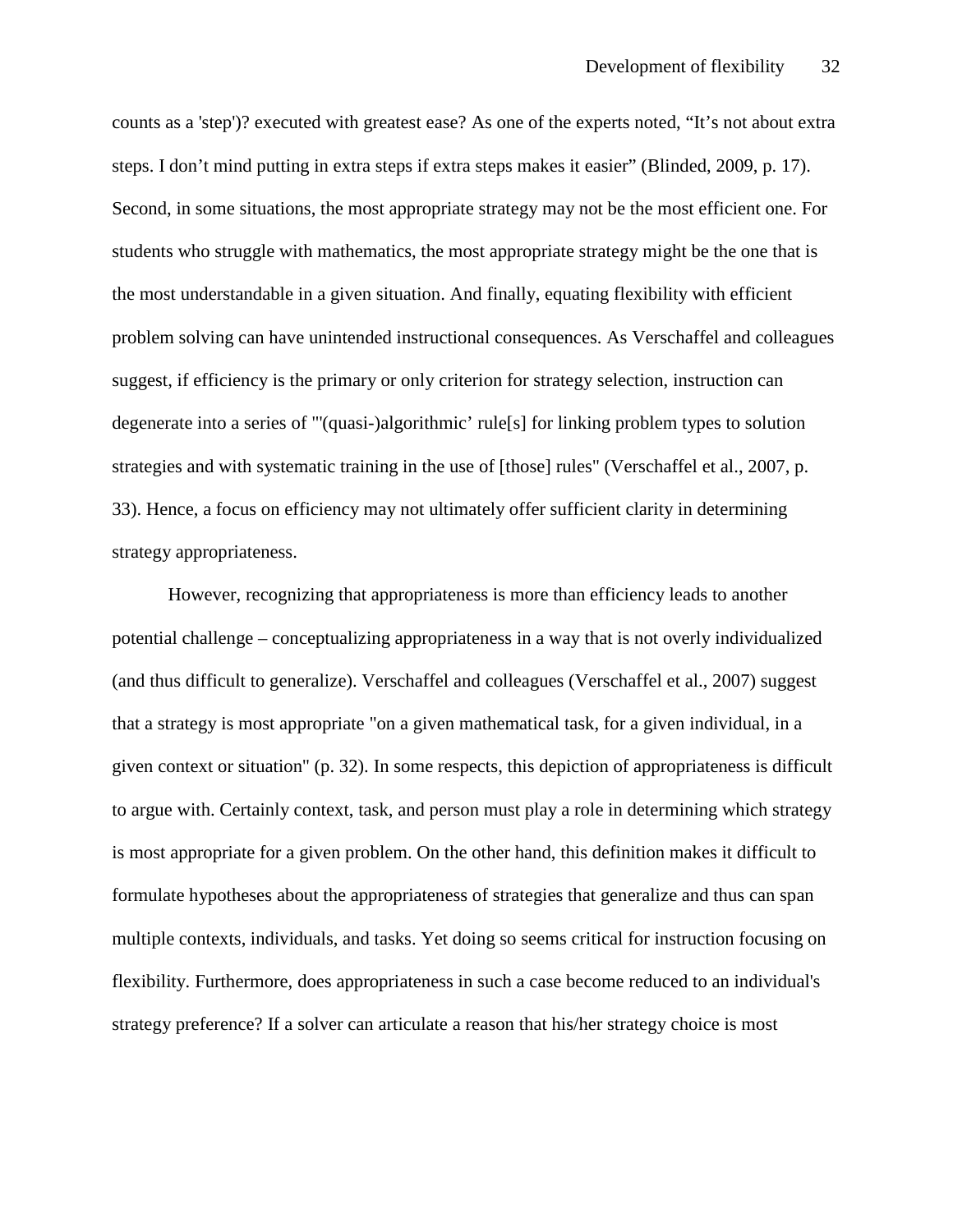counts as a 'step')? executed with greatest ease? As one of the experts noted, “It’s not about extra steps. I don’t mind putting in extra steps if extra steps makes it easier” (Blinded, 2009, p. 17). Second, in some situations, the most appropriate strategy may not be the most efficient one. For students who struggle with mathematics, the most appropriate strategy might be the one that is the most understandable in a given situation. And finally, equating flexibility with efficient problem solving can have unintended instructional consequences. As Verschaffel and colleagues suggest, if efficiency is the primary or only criterion for strategy selection, instruction can degenerate into a series of "'(quasi-)algorithmic’ rule[s] for linking problem types to solution strategies and with systematic training in the use of [those] rules" (Verschaffel et al., 2007, p. 33). Hence, a focus on efficiency may not ultimately offer sufficient clarity in determining strategy appropriateness.

However, recognizing that appropriateness is more than efficiency leads to another potential challenge – conceptualizing appropriateness in a way that is not overly individualized (and thus difficult to generalize). Verschaffel and colleagues (Verschaffel et al., 2007) suggest that a strategy is most appropriate "on a given mathematical task, for a given individual, in a given context or situation" (p. 32). In some respects, this depiction of appropriateness is difficult to argue with. Certainly context, task, and person must play a role in determining which strategy is most appropriate for a given problem. On the other hand, this definition makes it difficult to formulate hypotheses about the appropriateness of strategies that generalize and thus can span multiple contexts, individuals, and tasks. Yet doing so seems critical for instruction focusing on flexibility. Furthermore, does appropriateness in such a case become reduced to an individual's strategy preference? If a solver can articulate a reason that his/her strategy choice is most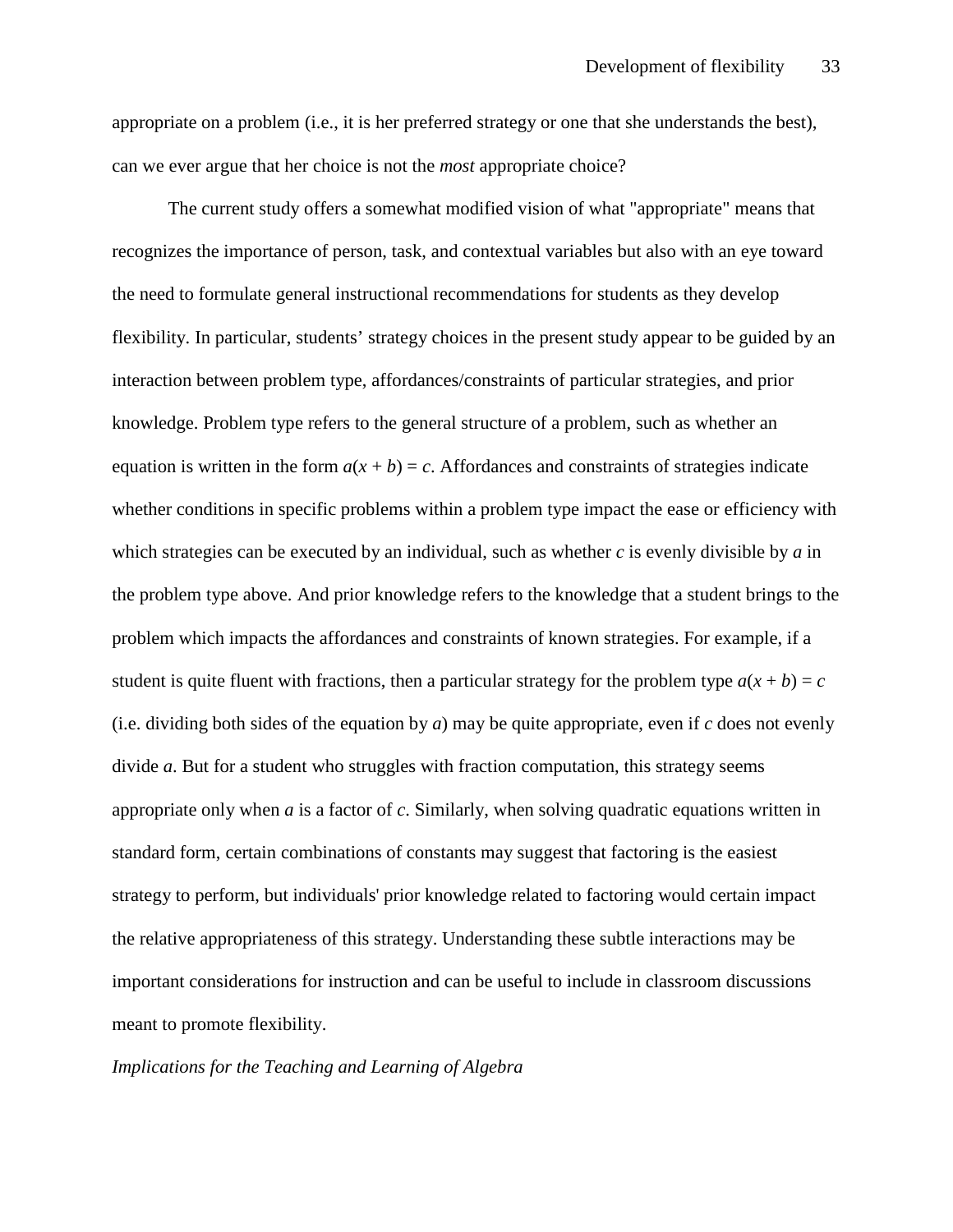appropriate on a problem (i.e., it is her preferred strategy or one that she understands the best), can we ever argue that her choice is not the *most* appropriate choice?

The current study offers a somewhat modified vision of what "appropriate" means that recognizes the importance of person, task, and contextual variables but also with an eye toward the need to formulate general instructional recommendations for students as they develop flexibility. In particular, students' strategy choices in the present study appear to be guided by an interaction between problem type, affordances/constraints of particular strategies, and prior knowledge. Problem type refers to the general structure of a problem, such as whether an equation is written in the form $a(x + b) = c$. Affordances and constraints of strategies indicate whether conditions in specific problems within a problem type impact the ease or efficiency with which strategies can be executed by an individual, such as whether $c$ is evenly divisible by $a$ in the problem type above. And prior knowledge refers to the knowledge that a student brings to the problem which impacts the affordances and constraints of known strategies. For example, if a student is quite fluent with fractions, then a particular strategy for the problem type $a(x + b) = c$ (i.e. dividing both sides of the equation by $a$) may be quite appropriate, even if $c$ does not evenly divide $a$. But for a student who struggles with fraction computation, this strategy seems appropriate only when $a$ is a factor of $c$. Similarly, when solving quadratic equations written in standard form, certain combinations of constants may suggest that factoring is the easiest strategy to perform, but individuals' prior knowledge related to factoring would certain impact the relative appropriateness of this strategy. Understanding these subtle interactions may be important considerations for instruction and can be useful to include in classroom discussions meant to promote flexibility.

*Implications for the Teaching and Learning of Algebra*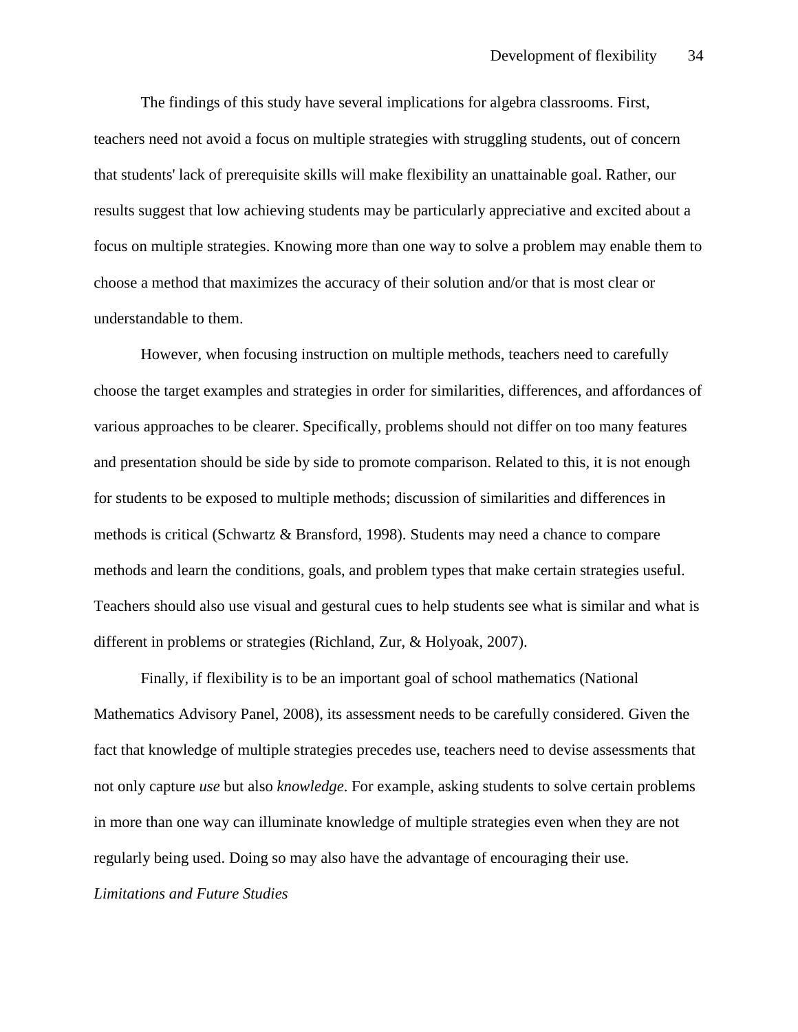The findings of this study have several implications for algebra classrooms. First, teachers need not avoid a focus on multiple strategies with struggling students, out of concern that students' lack of prerequisite skills will make flexibility an unattainable goal. Rather, our results suggest that low achieving students may be particularly appreciative and excited about a focus on multiple strategies. Knowing more than one way to solve a problem may enable them to choose a method that maximizes the accuracy of their solution and/or that is most clear or understandable to them.

However, when focusing instruction on multiple methods, teachers need to carefully choose the target examples and strategies in order for similarities, differences, and affordances of various approaches to be clearer. Specifically, problems should not differ on too many features and presentation should be side by side to promote comparison. Related to this, it is not enough for students to be exposed to multiple methods; discussion of similarities and differences in methods is critical (Schwartz & Bransford, 1998). Students may need a chance to compare methods and learn the conditions, goals, and problem types that make certain strategies useful. Teachers should also use visual and gestural cues to help students see what is similar and what is different in problems or strategies (Richland, Zur, & Holyoak, 2007).

Finally, if flexibility is to be an important goal of school mathematics (National Mathematics Advisory Panel, 2008), its assessment needs to be carefully considered. Given the fact that knowledge of multiple strategies precedes use, teachers need to devise assessments that not only capture *use* but also *knowledge*. For example, asking students to solve certain problems in more than one way can illuminate knowledge of multiple strategies even when they are not regularly being used. Doing so may also have the advantage of encouraging their use.

*Limitations and Future Studies*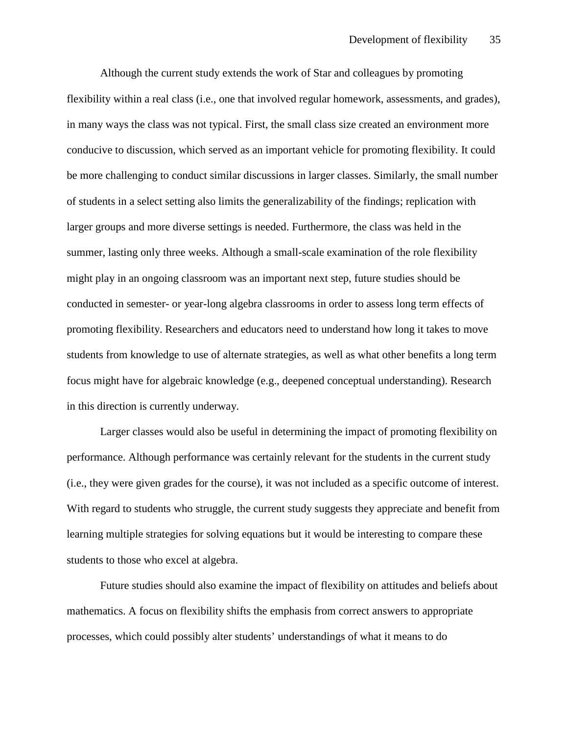Although the current study extends the work of Star and colleagues by promoting flexibility within a real class (i.e., one that involved regular homework, assessments, and grades), in many ways the class was not typical. First, the small class size created an environment more conducive to discussion, which served as an important vehicle for promoting flexibility. It could be more challenging to conduct similar discussions in larger classes. Similarly, the small number of students in a select setting also limits the generalizability of the findings; replication with larger groups and more diverse settings is needed. Furthermore, the class was held in the summer, lasting only three weeks. Although a small-scale examination of the role flexibility might play in an ongoing classroom was an important next step, future studies should be conducted in semester- or year-long algebra classrooms in order to assess long term effects of promoting flexibility. Researchers and educators need to understand how long it takes to move students from knowledge to use of alternate strategies, as well as what other benefits a long term focus might have for algebraic knowledge (e.g., deepened conceptual understanding). Research in this direction is currently underway.

Larger classes would also be useful in determining the impact of promoting flexibility on performance. Although performance was certainly relevant for the students in the current study (i.e., they were given grades for the course), it was not included as a specific outcome of interest. With regard to students who struggle, the current study suggests they appreciate and benefit from learning multiple strategies for solving equations but it would be interesting to compare these students to those who excel at algebra.

Future studies should also examine the impact of flexibility on attitudes and beliefs about mathematics. A focus on flexibility shifts the emphasis from correct answers to appropriate processes, which could possibly alter students' understandings of what it means to do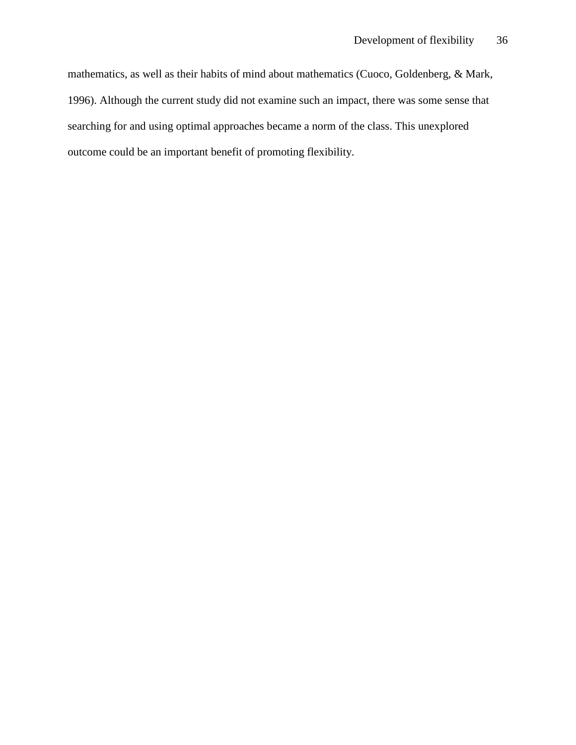mathematics, as well as their habits of mind about mathematics (Cuoco, Goldenberg, & Mark, 1996). Although the current study did not examine such an impact, there was some sense that searching for and using optimal approaches became a norm of the class. This unexplored outcome could be an important benefit of promoting flexibility.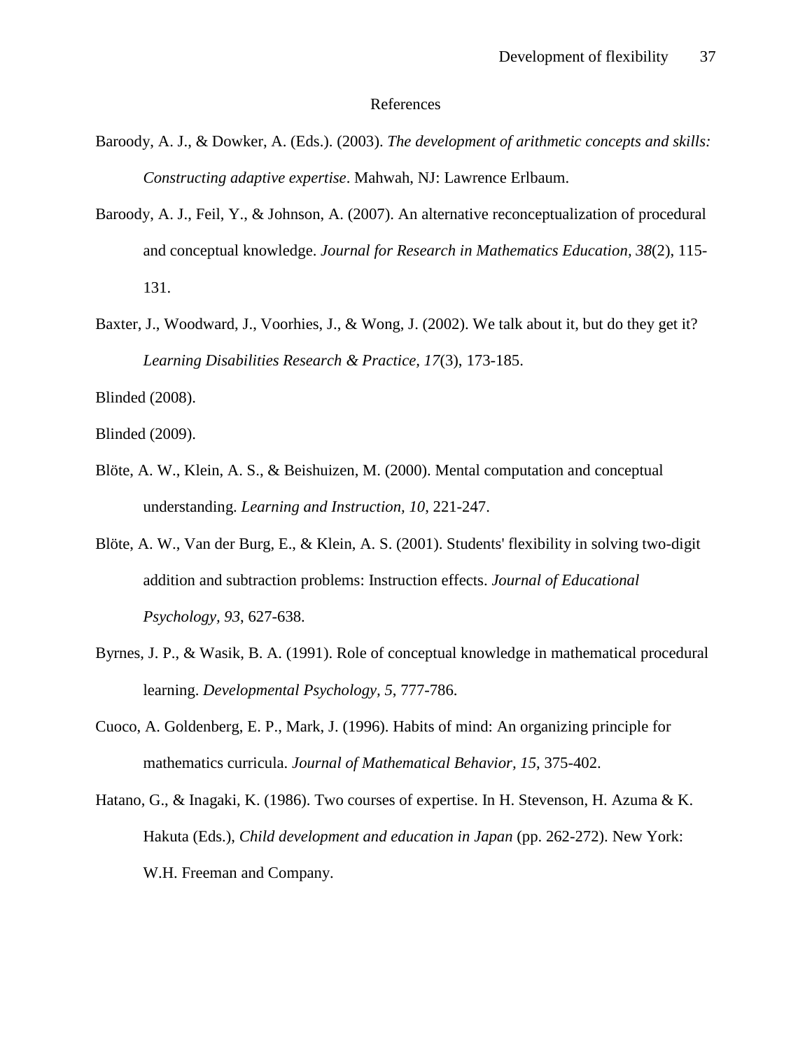# References

Baroody, A. J., & Dowker, A. (Eds.). (2003). *The development of arithmetic concepts and skills: Constructing adaptive expertise*. Mahwah, NJ: Lawrence Erlbaum.

Baroody, A. J., Feil, Y., & Johnson, A. (2007). An alternative reconceptualization of procedural and conceptual knowledge. *Journal for Research in Mathematics Education, 38*(2), 115-131.

Baxter, J., Woodward, J., Voorhies, J., & Wong, J. (2002). We talk about it, but do they get it? *Learning Disabilities Research & Practice, 17*(3), 173-185.

Blinded (2008).

Blinded (2009).

Blöte, A. W., Klein, A. S., & Beishuizen, M. (2000). Mental computation and conceptual understanding. *Learning and Instruction, 10*, 221-247.

Blöte, A. W., Van der Burg, E., & Klein, A. S. (2001). Students' flexibility in solving two-digit addition and subtraction problems: Instruction effects. *Journal of Educational Psychology, 93*, 627-638.

Byrnes, J. P., & Wasik, B. A. (1991). Role of conceptual knowledge in mathematical procedural learning. *Developmental Psychology, 5*, 777-786.

Cuoco, A. Goldenberg, E. P., Mark, J. (1996). Habits of mind: An organizing principle for mathematics curricula. *Journal of Mathematical Behavior, 15*, 375-402.

Hatano, G., & Inagaki, K. (1986). Two courses of expertise. In H. Stevenson, H. Azuma & K. Hakuta (Eds.), *Child development and education in Japan* (pp. 262-272). New York: W.H. Freeman and Company.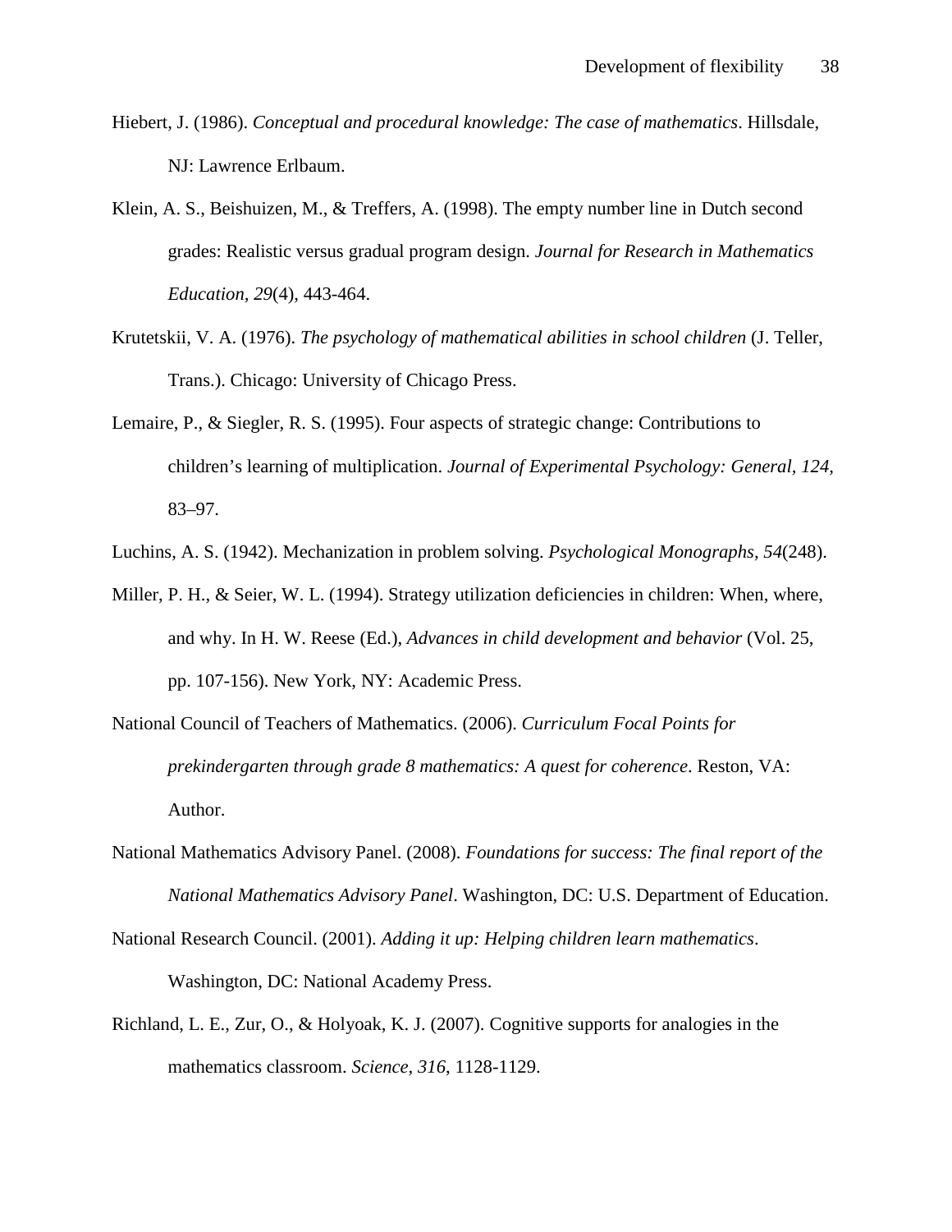Hiebert, J. (1986). *Conceptual and procedural knowledge: The case of mathematics*. Hillsdale, NJ: Lawrence Erlbaum.

Klein, A. S., Beishuizen, M., & Treffers, A. (1998). The empty number line in Dutch second grades: Realistic versus gradual program design. *Journal for Research in Mathematics Education, 29*(4), 443-464.

Krutetskii, V. A. (1976). *The psychology of mathematical abilities in school children* (J. Teller, Trans.). Chicago: University of Chicago Press.

Lemaire, P., & Siegler, R. S. (1995). Four aspects of strategic change: Contributions to children's learning of multiplication. *Journal of Experimental Psychology: General, 124,* 83–97.

Luchins, A. S. (1942). Mechanization in problem solving. *Psychological Monographs, 54*(248).

Miller, P. H., & Seier, W. L. (1994). Strategy utilization deficiencies in children: When, where, and why. In H. W. Reese (Ed.), *Advances in child development and behavior* (Vol. 25, pp. 107-156). New York, NY: Academic Press.

National Council of Teachers of Mathematics. (2006). *Curriculum Focal Points for prekindergarten through grade 8 mathematics: A quest for coherence*. Reston, VA: Author.

National Mathematics Advisory Panel. (2008). *Foundations for success: The final report of the National Mathematics Advisory Panel*. Washington, DC: U.S. Department of Education.

National Research Council. (2001). *Adding it up: Helping children learn mathematics*. Washington, DC: National Academy Press.

Richland, L. E., Zur, O., & Holyoak, K. J. (2007). Cognitive supports for analogies in the mathematics classroom. *Science, 316,* 1128-1129.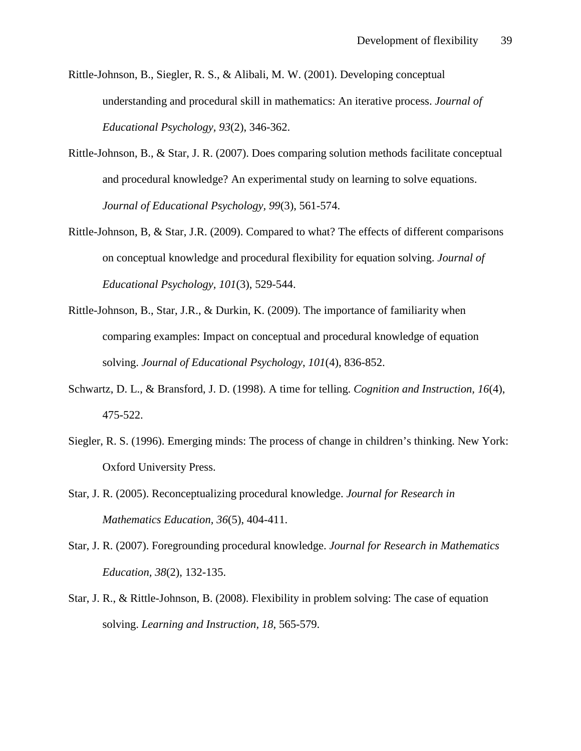Rittle-Johnson, B., Siegler, R. S., & Alibali, M. W. (2001). Developing conceptual understanding and procedural skill in mathematics: An iterative process. *Journal of Educational Psychology*, *93*(2), 346-362.

Rittle-Johnson, B., & Star, J. R. (2007). Does comparing solution methods facilitate conceptual and procedural knowledge? An experimental study on learning to solve equations. *Journal of Educational Psychology*, *99*(3), 561-574.

Rittle-Johnson, B, & Star, J.R. (2009). Compared to what? The effects of different comparisons on conceptual knowledge and procedural flexibility for equation solving. *Journal of Educational Psychology, 101*(3), 529-544.

Rittle-Johnson, B., Star, J.R., & Durkin, K. (2009). The importance of familiarity when comparing examples: Impact on conceptual and procedural knowledge of equation solving. *Journal of Educational Psychology*, *101*(4), 836-852.

Schwartz, D. L., & Bransford, J. D. (1998). A time for telling. *Cognition and Instruction, 16*(4), 475-522.

Siegler, R. S. (1996). Emerging minds: The process of change in children's thinking. New York: Oxford University Press.

Star, J. R. (2005). Reconceptualizing procedural knowledge. *Journal for Research in Mathematics Education, 36*(5), 404-411.

Star, J. R. (2007). Foregrounding procedural knowledge. *Journal for Research in Mathematics Education, 38*(2), 132-135.

Star, J. R., & Rittle-Johnson, B. (2008). Flexibility in problem solving: The case of equation solving. *Learning and Instruction*, *18*, 565-579.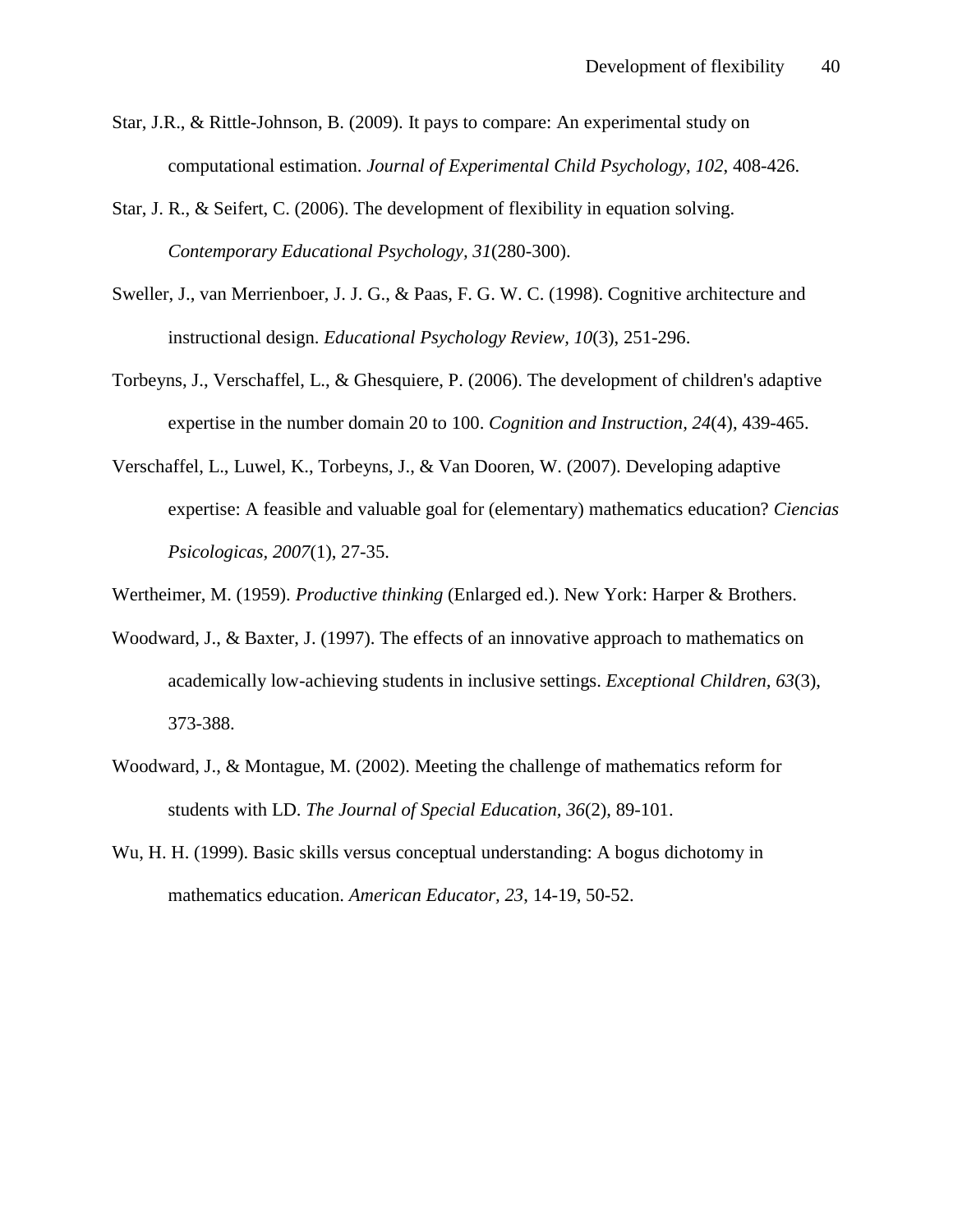Star, J.R., & Rittle-Johnson, B. (2009). It pays to compare: An experimental study on computational estimation. *Journal of Experimental Child Psychology, 102*, 408-426.

Star, J. R., & Seifert, C. (2006). The development of flexibility in equation solving. *Contemporary Educational Psychology, 31*(280-300).

Sweller, J., van Merrienboer, J. J. G., & Paas, F. G. W. C. (1998). Cognitive architecture and instructional design. *Educational Psychology Review, 10*(3), 251-296.

Torbeyns, J., Verschaffel, L., & Ghesquiere, P. (2006). The development of children's adaptive expertise in the number domain 20 to 100. *Cognition and Instruction, 24*(4), 439-465.

Verschaffel, L., Luwel, K., Torbeyns, J., & Van Dooren, W. (2007). Developing adaptive expertise: A feasible and valuable goal for (elementary) mathematics education? *Ciencias Psicologicas, 2007*(1), 27-35.

Wertheimer, M. (1959). *Productive thinking* (Enlarged ed.). New York: Harper & Brothers.

Woodward, J., & Baxter, J. (1997). The effects of an innovative approach to mathematics on academically low-achieving students in inclusive settings. *Exceptional Children, 63*(3), 373-388.

Woodward, J., & Montague, M. (2002). Meeting the challenge of mathematics reform for students with LD. *The Journal of Special Education, 36*(2), 89-101.

Wu, H. H. (1999). Basic skills versus conceptual understanding: A bogus dichotomy in mathematics education. *American Educator, 23*, 14-19, 50-52.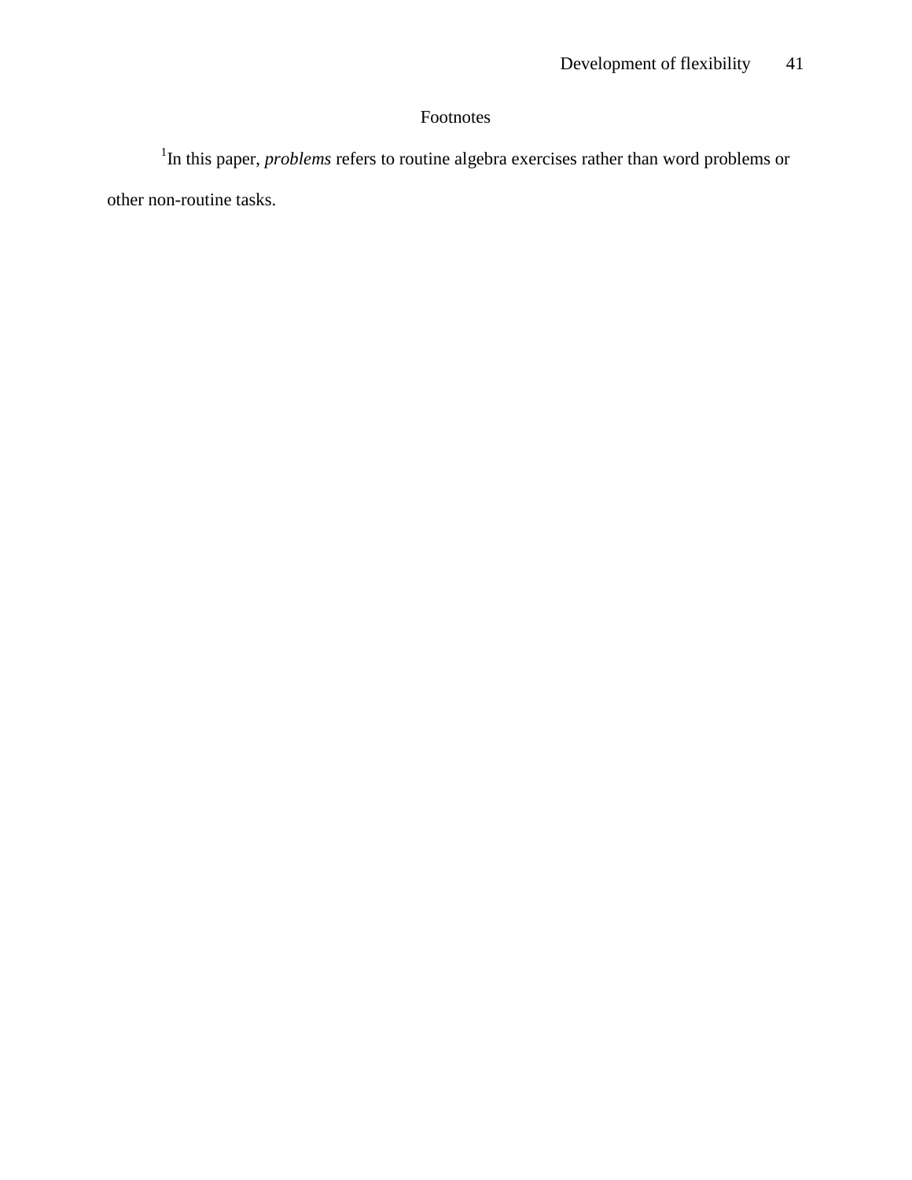# Footnotes

[1]In this paper, *problems* refers to routine algebra exercises rather than word problems or other non-routine tasks.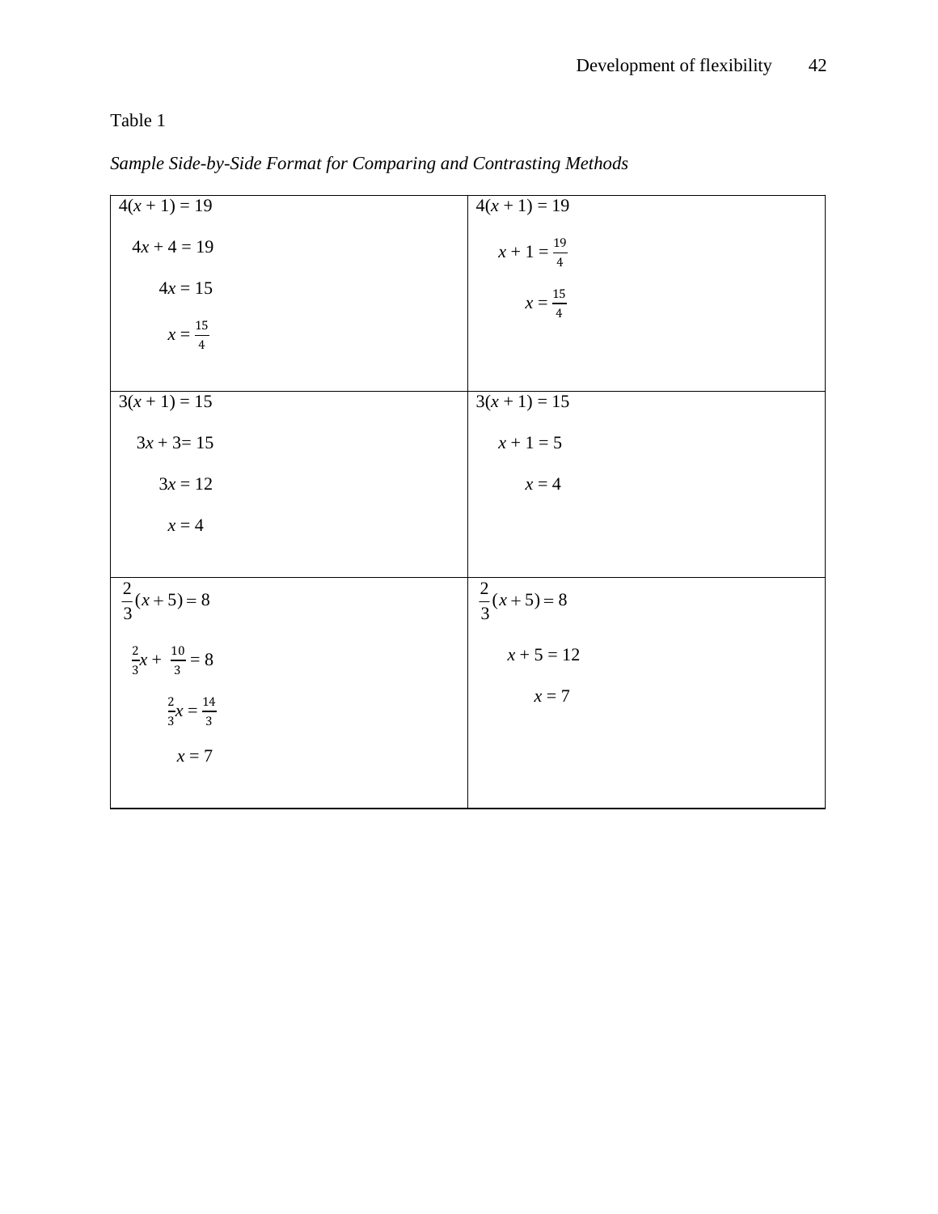Table 1

*Sample Side-by-Side Format for Comparing and Contrasting Methods*

| | |
|---|---|
| $4(x + 1) = 19$<br><br>$4x + 4 = 19$<br><br>$4x = 15$<br><br>$x = \frac{15}{4}$ | $4(x + 1) = 19$<br><br>$x + 1 = \frac{19}{4}$<br><br>$x = \frac{15}{4}$ |
| $3(x + 1) = 15$<br><br>$3x + 3 = 15$<br><br>$3x = 12$<br><br>$x = 4$ | $3(x + 1) = 15$<br><br>$x + 1 = 5$<br><br>$x = 4$ |
| $\frac{2}{3}(x + 5) = 8$<br><br>$\frac{2}{3}x + \frac{10}{3} = 8$<br><br>$\frac{2}{3}x = \frac{14}{3}$<br><br>$x = 7$ | $\frac{2}{3}(x + 5) = 8$<br><br>$x + 5 = 12$<br><br>$x = 7$ |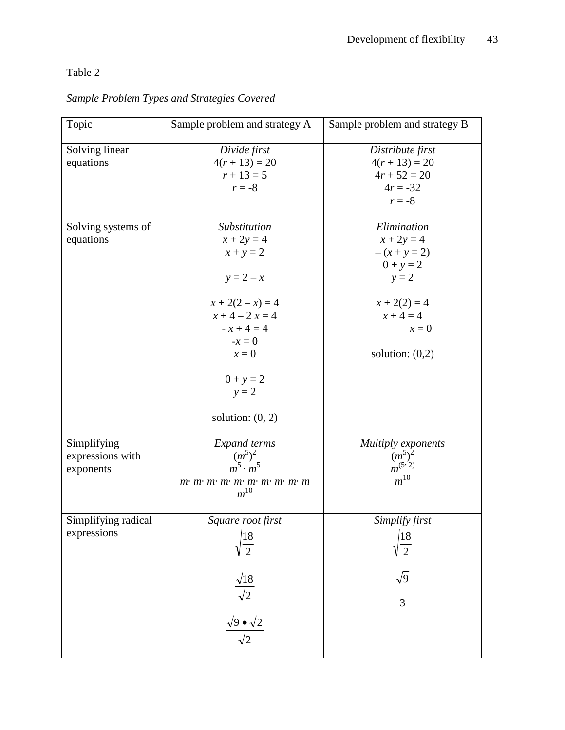Table 2

*Sample Problem Types and Strategies Covered*

| Topic | Sample problem and strategy A | Sample problem and strategy B |
| --- | --- | --- |
| Solving linear equations | *Divide first*<br>$4(r + 13) = 20$<br>$r + 13 = 5$<br>$r = -8$ | *Distribute first*<br>$4(r + 13) = 20$<br>$4r + 52 = 20$<br>$4r = -32$<br>$r = -8$ |
| Solving systems of equations | *Substitution*<br>$x + 2y = 4$<br>$x + y = 2$<br><br>$y = 2 – x$<br><br>$x + 2(2 – x) = 4$<br>$x + 4 – 2x = 4$<br>$-x + 4 = 4$<br>$-x = 0$<br>$x = 0$<br><br>$0 + y = 2$<br>$y = 2$<br><br>solution: (0, 2) | *Elimination*<br>$x + 2y = 4$<br>$\underline{– (x + y = 2)}$<br>$0 + y = 2$<br>$y = 2$<br><br>$x + 2(2) = 4$<br>$x + 4 = 4$<br>$x = 0$<br><br>solution: (0,2) |
| Simplifying expressions with exponents | *Expand terms*<br>$(m^5)^2$<br>$m^5 \cdot m^5$<br>$m\cdot m\cdot m\cdot m\cdot m\cdot m\cdot m\cdot m\cdot m\cdot m$<br>$m^{10}$ | *Multiply exponents*<br>$(m^5)^2$<br>$m^{(5\cdot 2)}$<br>$m^{10}$ |
| Simplifying radical expressions | *Square root first*<br>$\sqrt{\frac{18}{2}}$<br><br>$\frac{\sqrt{18}}{\sqrt{2}}$<br><br>$\frac{\sqrt{9} \bullet \sqrt{2}}{\sqrt{2}}$ | *Simplify first*<br>$\sqrt{\frac{18}{2}}$<br><br>$\sqrt{9}$<br><br>3 |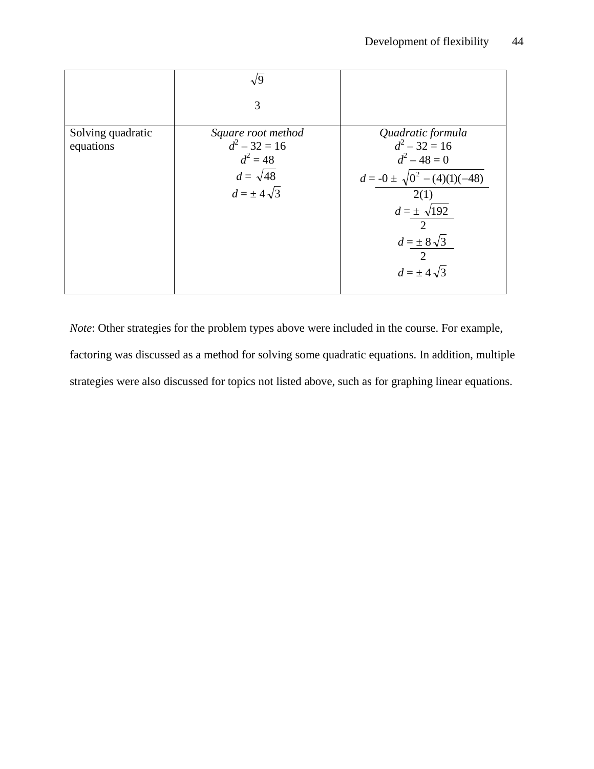| | | |
|---|---|---|
| | $\sqrt{9}$<br><br>3 | |
| Solving quadratic equations | *Square root method*<br>$d^2 - 32 = 16$<br>$d^2 = 48$<br>$d = \sqrt{48}$<br>$d = \pm 4\sqrt{3}$ | *Quadratic formula*<br>$d^2 - 32 = 16$<br>$d^2 - 48 = 0$<br>$d = \dfrac{-0 \pm \sqrt{0^2 - (4)(1)(-48)}}{2(1)}$<br>$d = \dfrac{\pm \sqrt{192}}{2}$<br>$d = \dfrac{\pm 8\sqrt{3}}{2}$<br>$d = \pm 4\sqrt{3}$ |

*Note*: Other strategies for the problem types above were included in the course. For example, factoring was discussed as a method for solving some quadratic equations. In addition, multiple strategies were also discussed for topics not listed above, such as for graphing linear equations.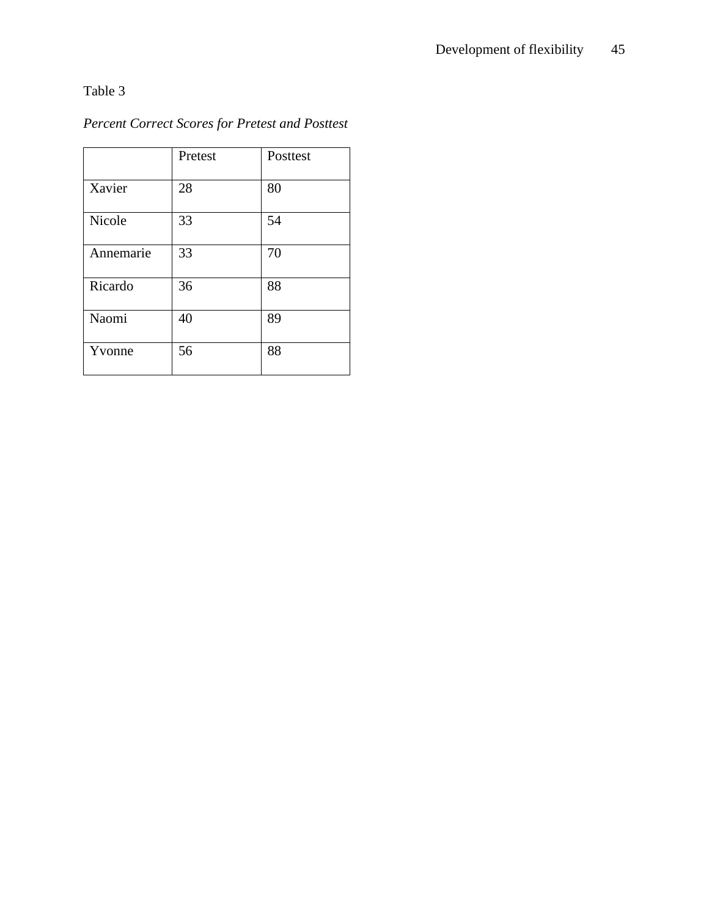Table 3

*Percent Correct Scores for Pretest and Posttest*

| | Pretest | Posttest |
|---|---|---|
| Xavier | 28 | 80 |
| Nicole | 33 | 54 |
| Annemarie | 33 | 70 |
| Ricardo | 36 | 88 |
| Naomi | 40 | 89 |
| Yvonne | 56 | 88 |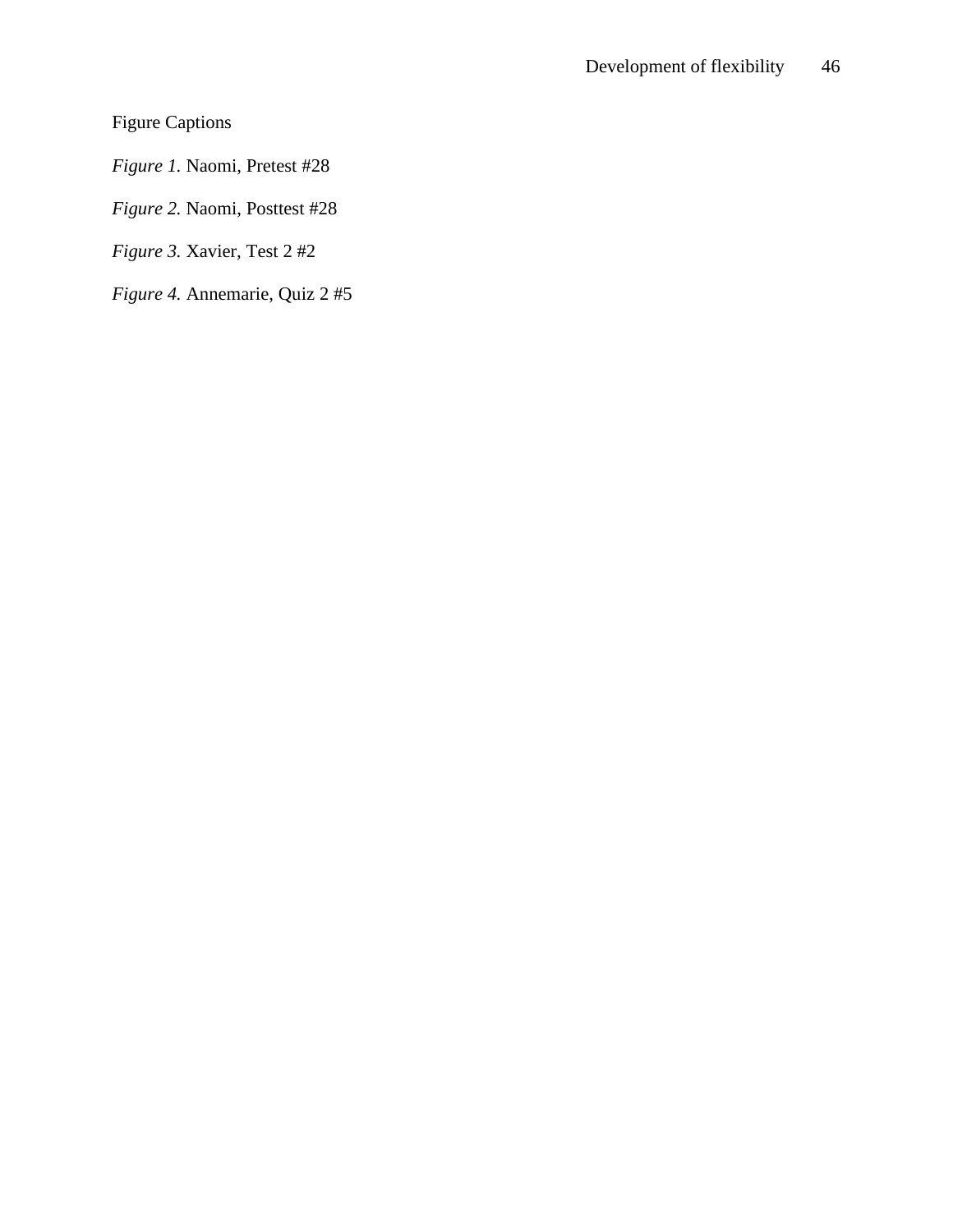Figure Captions

*Figure 1.* Naomi, Pretest #28

*Figure 2.* Naomi, Posttest #28

*Figure 3.* Xavier, Test 2 #2

*Figure 4.* Annemarie, Quiz 2 #5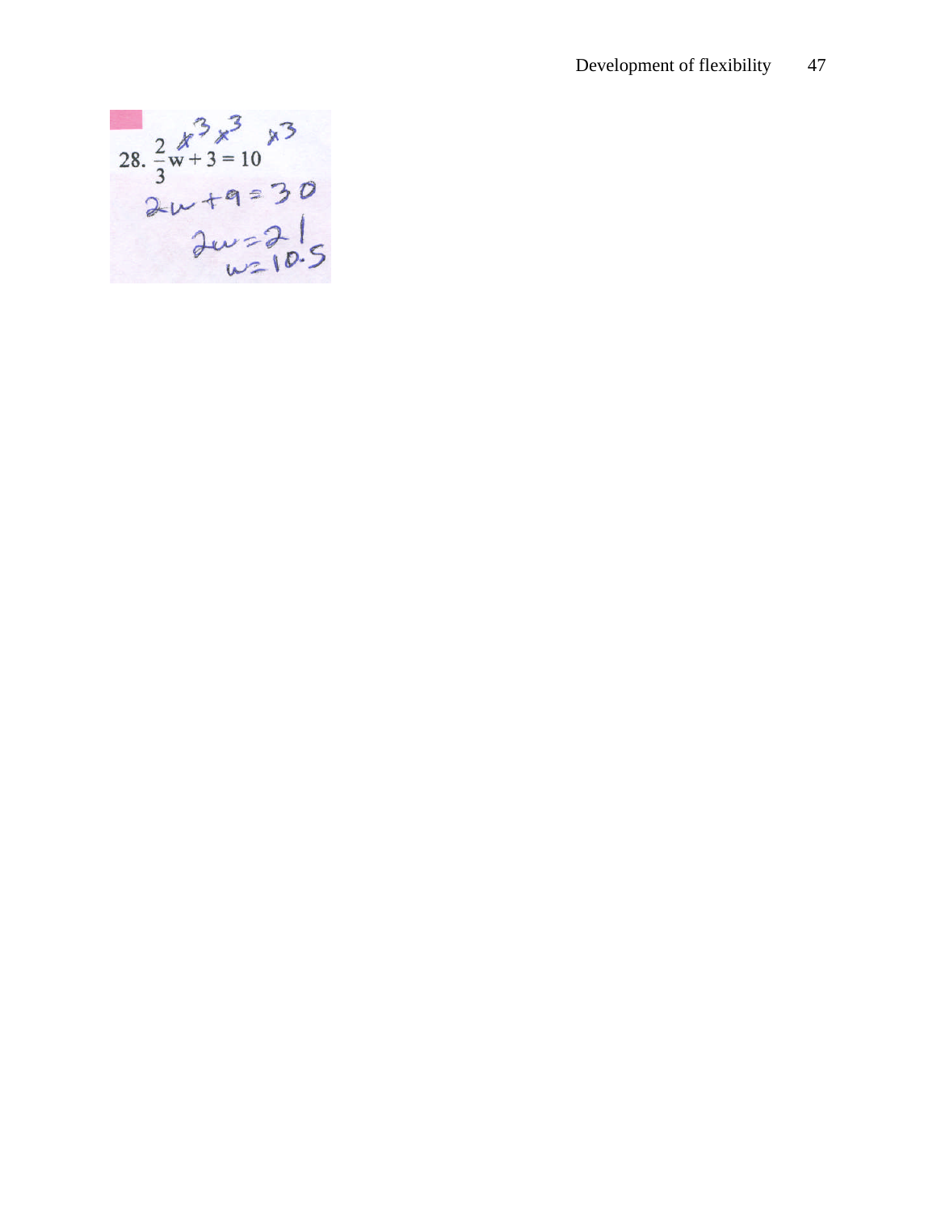28. $\frac{2}{3}w + 3 = 10$ (handwritten: ×3 ×3 ×3)

$2w + 9 = 30$

$2w = 21$

$w = 10.5$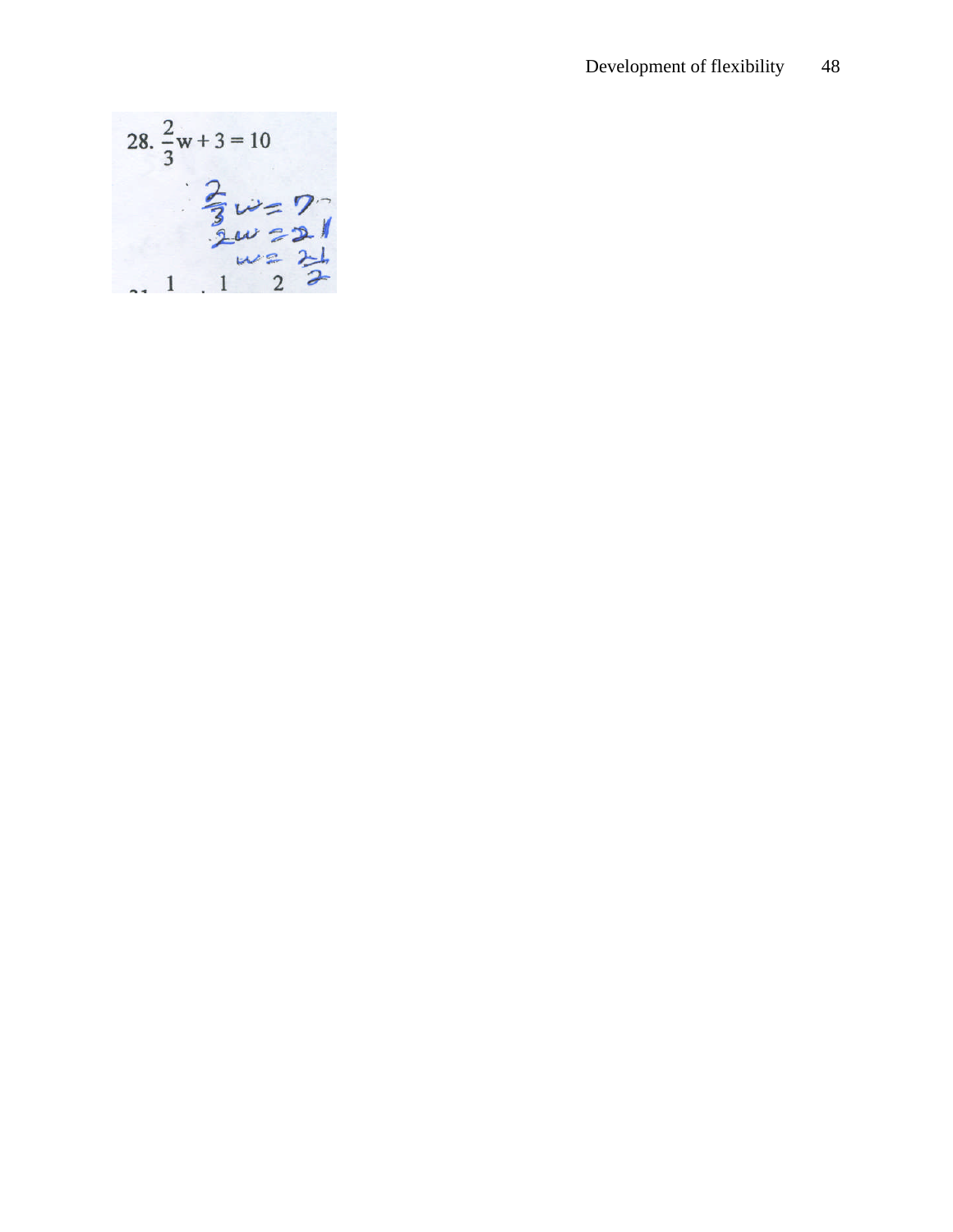28. $\frac{2}{3}w + 3 = 10$

$\frac{2}{3}w = 7$

$2w = 21$

$w = \frac{21}{2}$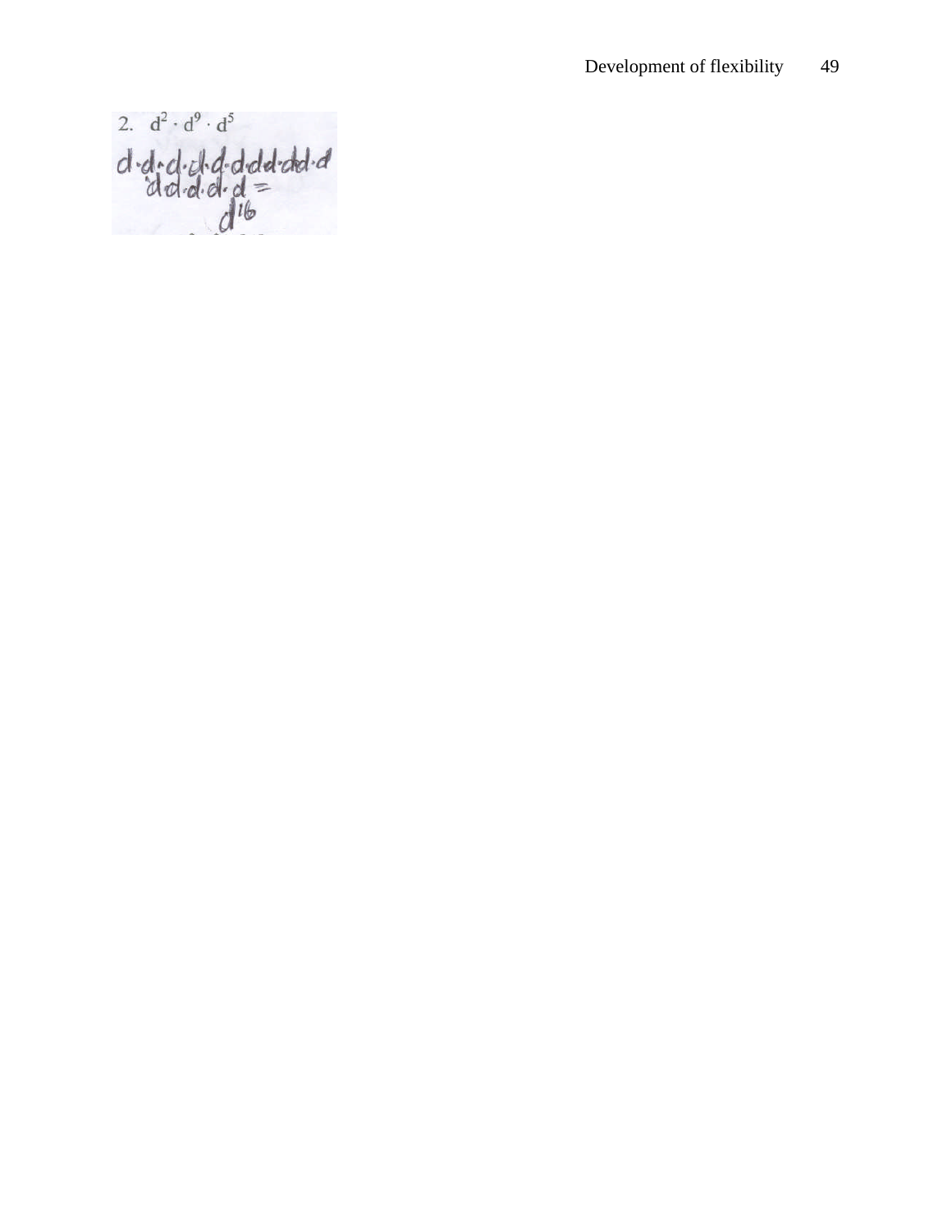2. $d^2 \cdot d^9 \cdot d^5$

$d \cdot d \cdot d \cdot d \cdot d \cdot d \cdot d \cdot d \cdot d \cdot d \cdot d$

$d \cdot d \cdot d \cdot d \cdot d =$

$d^{16}$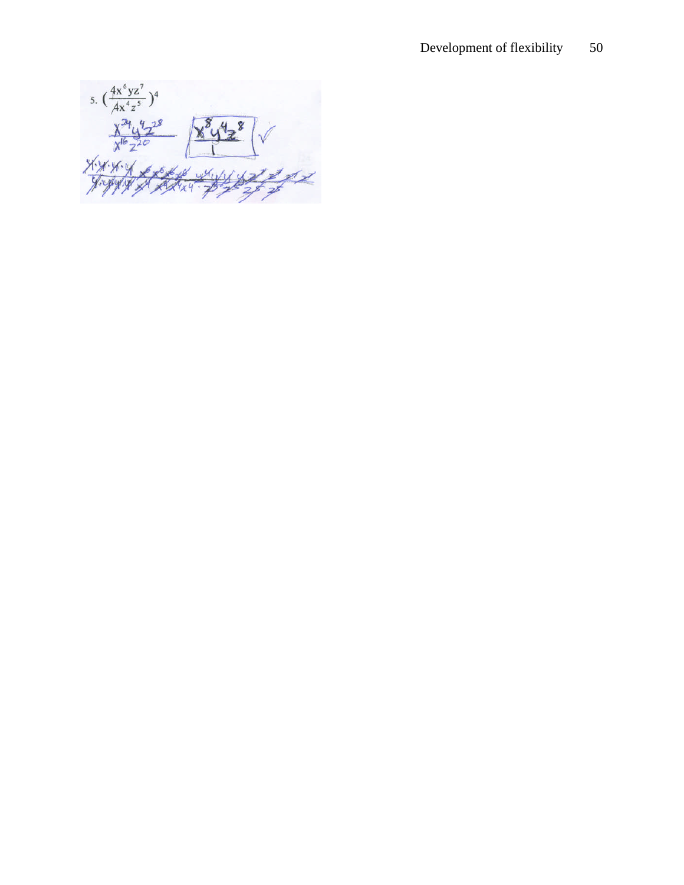5. $\left(\frac{4x^6yz^7}{4x^4z^5}\right)^4$

$\frac{x^{24}y^4z^{28}}{x^{16}z^{20}}$ $\frac{x^8y^4z^8}{1}$ ✓